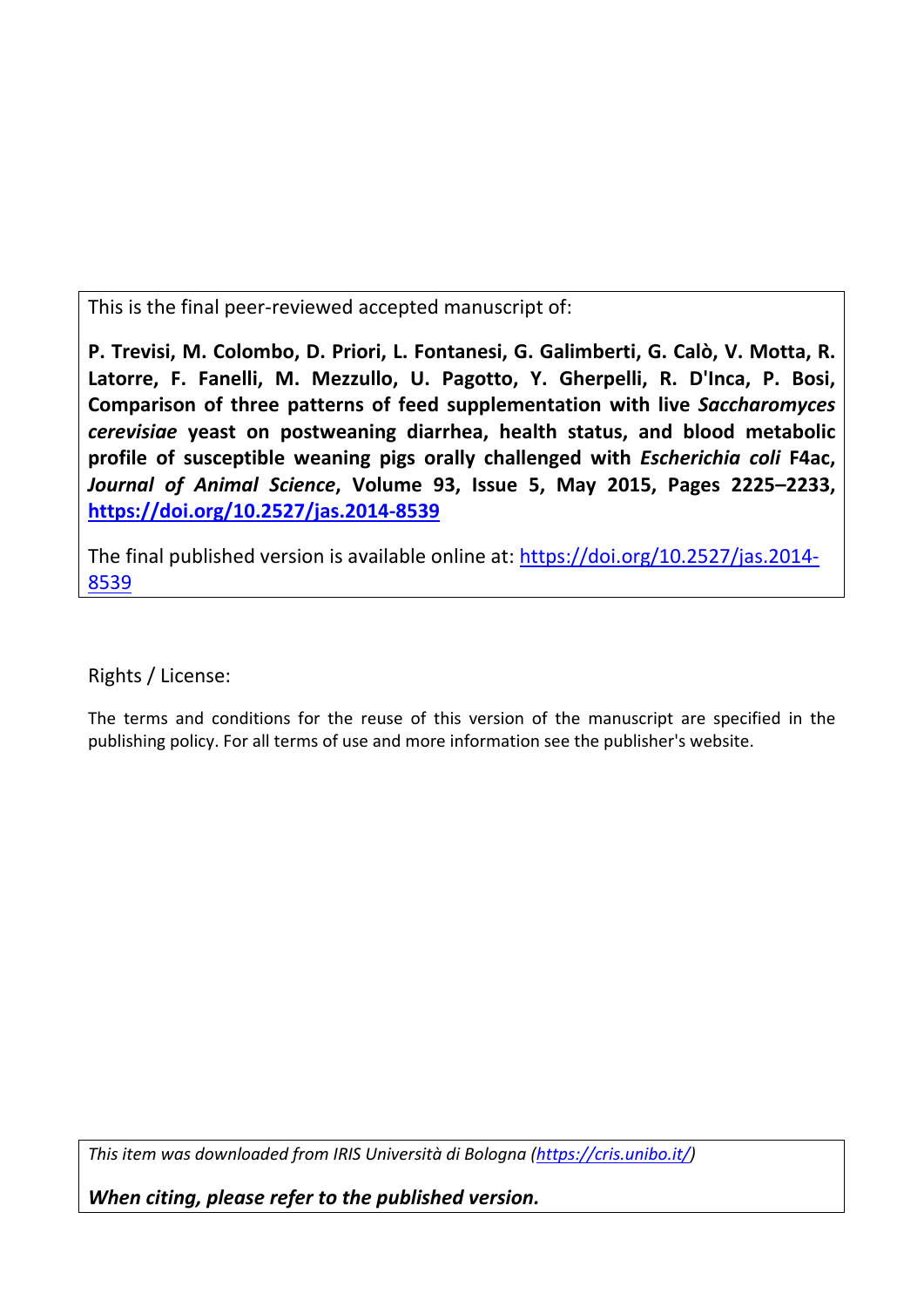This is the final peer-reviewed accepted manuscript of:

**P. Trevisi, M. Colombo, D. Priori, L. Fontanesi, G. Galimberti, G. Calò, V. Motta, R. Latorre, F. Fanelli, M. Mezzullo, U. Pagotto, Y. Gherpelli, R. D'Inca, P. Bosi, Comparison of three patterns of feed supplementation with live *Saccharomyces cerevisiae* yeast on postweaning diarrhea, health status, and blood metabolic profile of susceptible weaning pigs orally challenged with *Escherichia coli* F4ac, *Journal of Animal Science*, Volume 93, Issue 5, May 2015, Pages 2225–2233, [https://doi.org/10.2527/jas.2014-8539](https://doi.org/10.2527/jas.2014-8539)**

The final published version is available online at: [https://doi.org/10.2527/jas.2014-8539](https://doi.org/10.2527/jas.2014-8539)

Rights / License:

The terms and conditions for the reuse of this version of the manuscript are specified in the publishing policy. For all terms of use and more information see the publisher's website.

*This item was downloaded from IRIS Università di Bologna ([https://cris.unibo.it/](https://cris.unibo.it/))*

***When citing, please refer to the published version.***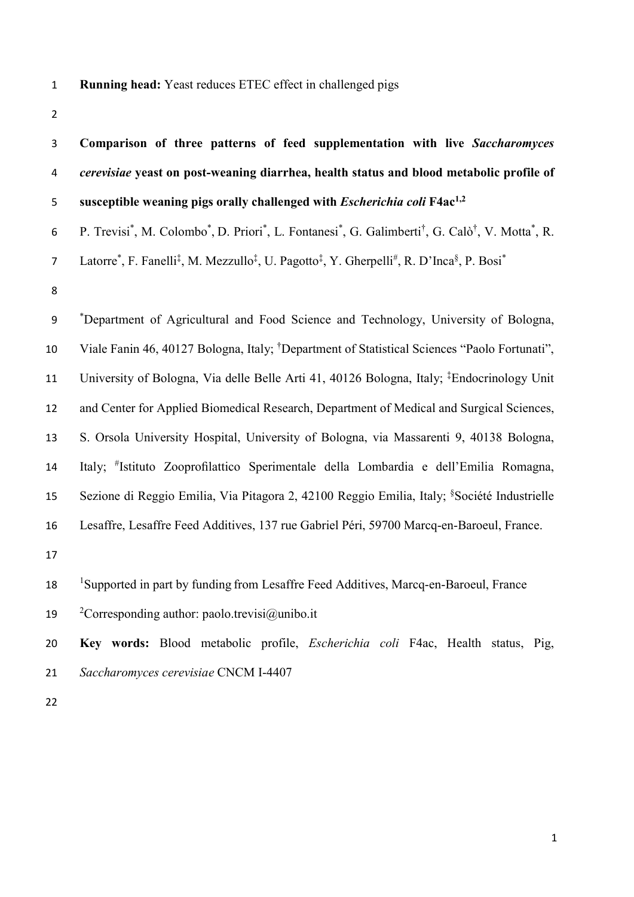**Running head:** Yeast reduces ETEC effect in challenged pigs

# Comparison of three patterns of feed supplementation with live *Saccharomyces cerevisiae* yeast on post-weaning diarrhea, health status and blood metabolic profile of susceptible weaning pigs orally challenged with *Escherichia coli* F4ac[1,2]

P. Trevisi[*], M. Colombo[*], D. Priori[*], L. Fontanesi[*], G. Galimberti[†], G. Calò[†], V. Motta[*], R. Latorre[*], F. Fanelli[‡], M. Mezzullo[‡], U. Pagotto[‡], Y. Gherpelli[#], R. D'Inca[§], P. Bosi[*]

[*]Department of Agricultural and Food Science and Technology, University of Bologna, Viale Fanin 46, 40127 Bologna, Italy; [†]Department of Statistical Sciences "Paolo Fortunati", University of Bologna, Via delle Belle Arti 41, 40126 Bologna, Italy; [‡]Endocrinology Unit and Center for Applied Biomedical Research, Department of Medical and Surgical Sciences, S. Orsola University Hospital, University of Bologna, via Massarenti 9, 40138 Bologna, Italy; [#]Istituto Zooprofilattico Sperimentale della Lombardia e dell'Emilia Romagna, Sezione di Reggio Emilia, Via Pitagora 2, 42100 Reggio Emilia, Italy; [§]Société Industrielle Lesaffre, Lesaffre Feed Additives, 137 rue Gabriel Péri, 59700 Marcq-en-Baroeul, France.

[1]Supported in part by funding from Lesaffre Feed Additives, Marcq-en-Baroeul, France

[2]Corresponding author: paolo.trevisi@unibo.it

**Key words:** Blood metabolic profile, *Escherichia coli* F4ac, Health status, Pig, *Saccharomyces cerevisiae* CNCM I-4407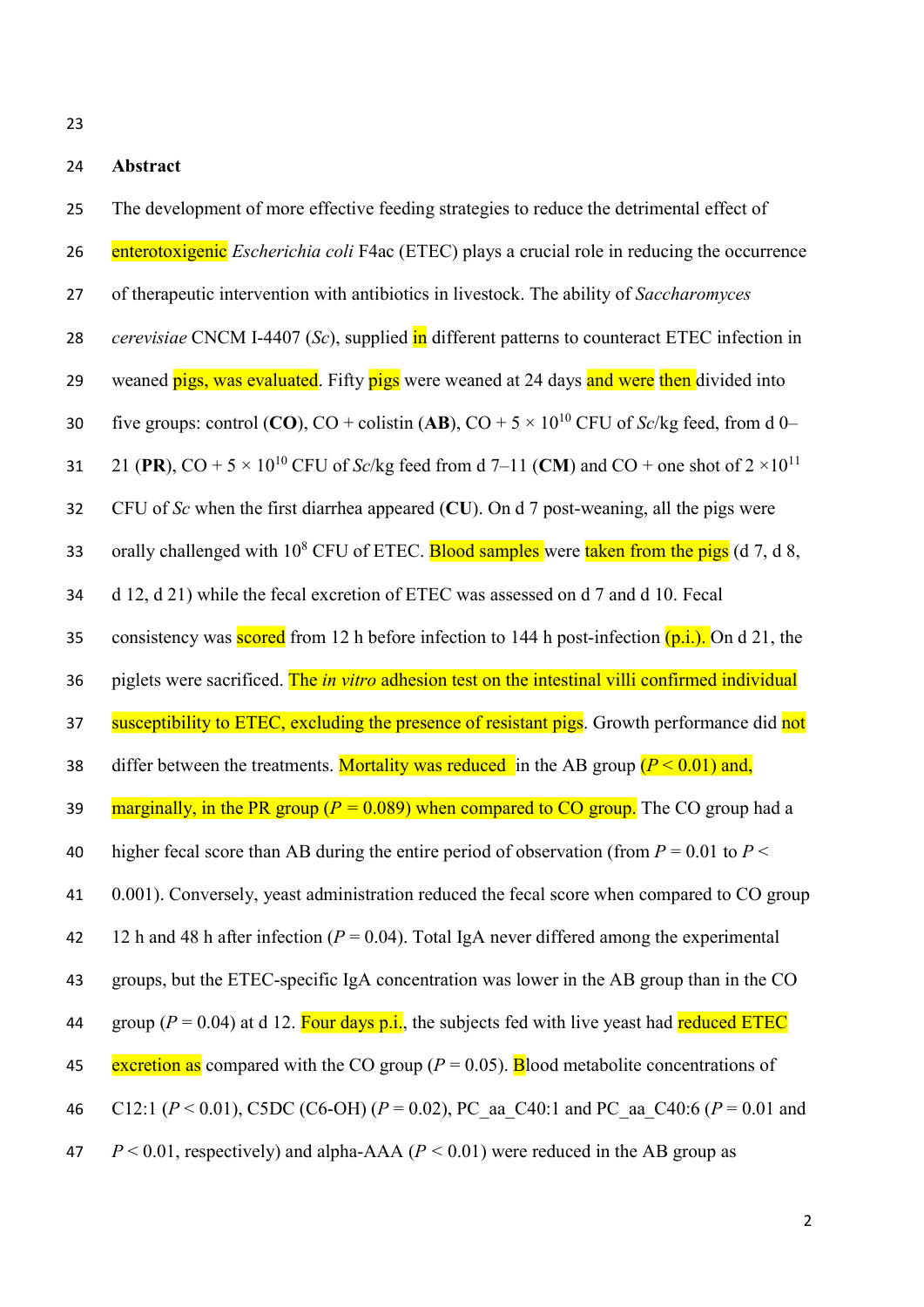## Abstract

The development of more effective feeding strategies to reduce the detrimental effect of enterotoxigenic *Escherichia coli* F4ac (ETEC) plays a crucial role in reducing the occurrence of therapeutic intervention with antibiotics in livestock. The ability of *Saccharomyces cerevisiae* CNCM I-4407 (*Sc*), supplied in different patterns to counteract ETEC infection in weaned pigs, was evaluated. Fifty pigs were weaned at 24 days and were then divided into five groups: control (**CO**), CO + colistin (**AB**), CO + $5 \times 10^{10}$ CFU of *Sc*/kg feed, from d 0–21 (**PR**), CO + $5 \times 10^{10}$ CFU of *Sc*/kg feed from d 7–11 (**CM**) and CO + one shot of $2 \times 10^{11}$ CFU of *Sc* when the first diarrhea appeared (**CU**). On d 7 post-weaning, all the pigs were orally challenged with $10^8$ CFU of ETEC. Blood samples were taken from the pigs (d 7, d 8, d 12, d 21) while the fecal excretion of ETEC was assessed on d 7 and d 10. Fecal consistency was scored from 12 h before infection to 144 h post-infection (p.i.). On d 21, the piglets were sacrificed. The *in vitro* adhesion test on the intestinal villi confirmed individual susceptibility to ETEC, excluding the presence of resistant pigs. Growth performance did not differ between the treatments. Mortality was reduced in the AB group ($P < 0.01$) and, marginally, in the PR group ($P = 0.089$) when compared to CO group. The CO group had a higher fecal score than AB during the entire period of observation (from $P = 0.01$ to $P < 0.001$). Conversely, yeast administration reduced the fecal score when compared to CO group 12 h and 48 h after infection ($P = 0.04$). Total IgA never differed among the experimental groups, but the ETEC-specific IgA concentration was lower in the AB group than in the CO group ($P = 0.04$) at d 12. Four days p.i., the subjects fed with live yeast had reduced ETEC excretion as compared with the CO group ($P = 0.05$). Blood metabolite concentrations of C12:1 ($P < 0.01$), C5DC (C6-OH) ($P = 0.02$), PC_aa_C40:1 and PC_aa_C40:6 ($P = 0.01$ and $P < 0.01$, respectively) and alpha-AAA ($P < 0.01$) were reduced in the AB group as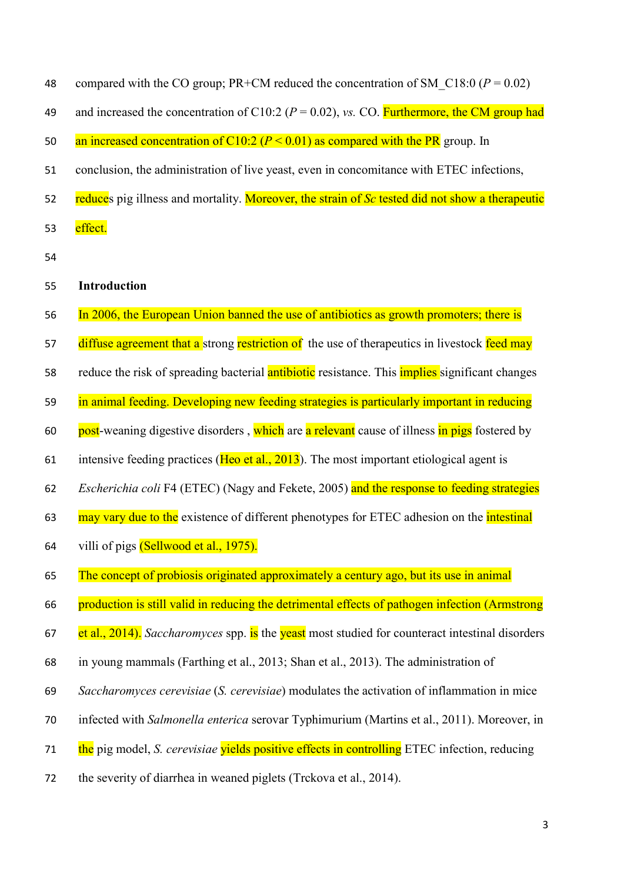compared with the CO group; PR+CM reduced the concentration of SM_C18:0 ($P = 0.02$) and increased the concentration of C10:2 ($P = 0.02$), *vs.* CO. Furthermore, the CM group had an increased concentration of C10:2 ($P < 0.01$) as compared with the PR group. In conclusion, the administration of live yeast, even in concomitance with ETEC infections, reduces pig illness and mortality. Moreover, the strain of *Sc* tested did not show a therapeutic effect.

## Introduction

In 2006, the European Union banned the use of antibiotics as growth promoters; there is diffuse agreement that a strong restriction of the use of therapeutics in livestock feed may reduce the risk of spreading bacterial antibiotic resistance. This implies significant changes in animal feeding. Developing new feeding strategies is particularly important in reducing post-weaning digestive disorders , which are a relevant cause of illness in pigs fostered by intensive feeding practices (Heo et al., 2013). The most important etiological agent is *Escherichia coli* F4 (ETEC) (Nagy and Fekete, 2005) and the response to feeding strategies may vary due to the existence of different phenotypes for ETEC adhesion on the intestinal villi of pigs (Sellwood et al., 1975).

The concept of probiosis originated approximately a century ago, but its use in animal production is still valid in reducing the detrimental effects of pathogen infection (Armstrong et al., 2014). *Saccharomyces* spp. is the yeast most studied for counteract intestinal disorders in young mammals (Farthing et al., 2013; Shan et al., 2013). The administration of *Saccharomyces cerevisiae* (*S. cerevisiae*) modulates the activation of inflammation in mice infected with *Salmonella enterica* serovar Typhimurium (Martins et al., 2011). Moreover, in the pig model, *S. cerevisiae* yields positive effects in controlling ETEC infection, reducing the severity of diarrhea in weaned piglets (Trckova et al., 2014).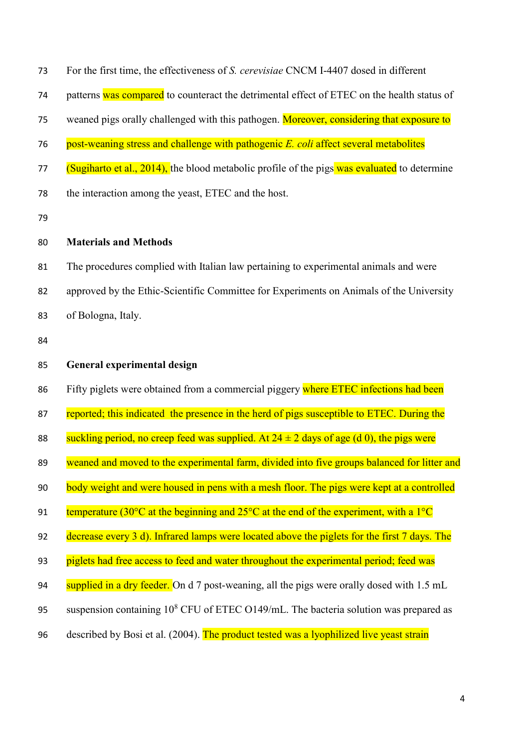For the first time, the effectiveness of *S. cerevisiae* CNCM I-4407 dosed in different patterns was compared to counteract the detrimental effect of ETEC on the health status of weaned pigs orally challenged with this pathogen. Moreover, considering that exposure to post-weaning stress and challenge with pathogenic *E. coli* affect several metabolites (Sugiharto et al., 2014), the blood metabolic profile of the pigs was evaluated to determine the interaction among the yeast, ETEC and the host.

## Materials and Methods

The procedures complied with Italian law pertaining to experimental animals and were approved by the Ethic-Scientific Committee for Experiments on Animals of the University of Bologna, Italy.

### General experimental design

Fifty piglets were obtained from a commercial piggery where ETEC infections had been reported; this indicated the presence in the herd of pigs susceptible to ETEC. During the suckling period, no creep feed was supplied. At 24 ± 2 days of age (d 0), the pigs were weaned and moved to the experimental farm, divided into five groups balanced for litter and body weight and were housed in pens with a mesh floor. The pigs were kept at a controlled temperature (30°C at the beginning and 25°C at the end of the experiment, with a 1°C decrease every 3 d). Infrared lamps were located above the piglets for the first 7 days. The piglets had free access to feed and water throughout the experimental period; feed was supplied in a dry feeder. On d 7 post-weaning, all the pigs were orally dosed with 1.5 mL suspension containing $10^8$ CFU of ETEC O149/mL. The bacteria solution was prepared as described by Bosi et al. (2004). The product tested was a lyophilized live yeast strain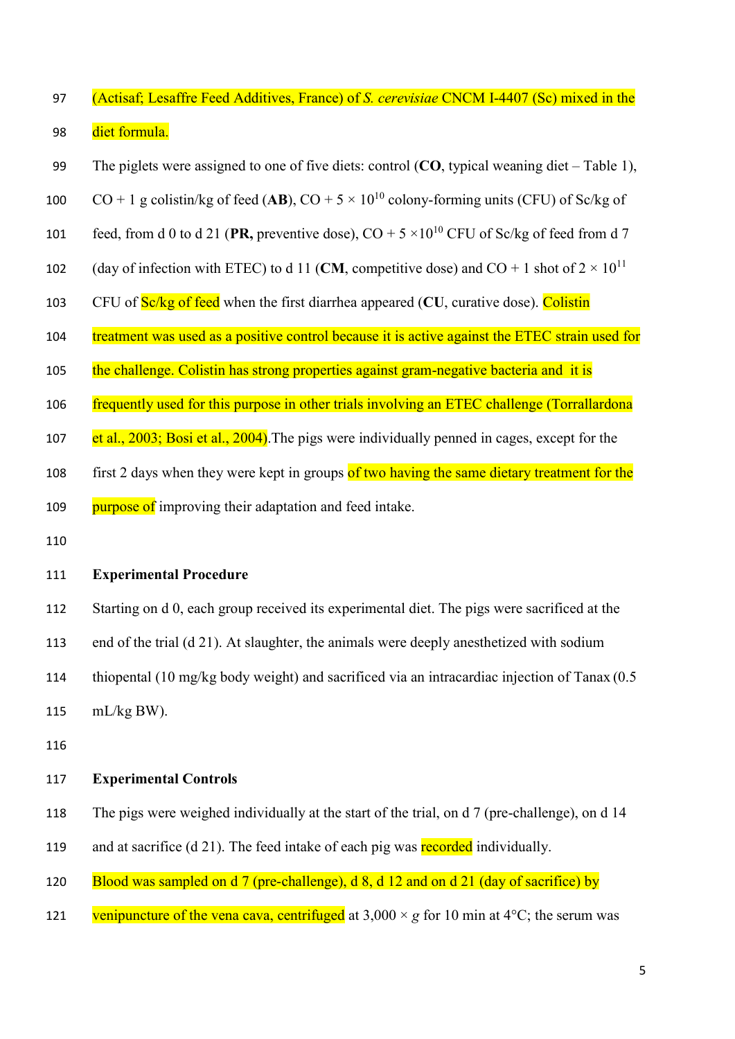(Actisaf; Lesaffre Feed Additives, France) of *S. cerevisiae* CNCM I-4407 (Sc) mixed in the diet formula.

The piglets were assigned to one of five diets: control (**CO**, typical weaning diet – Table 1), CO + 1 g colistin/kg of feed (**AB**), CO + 5 × $10^{10}$ colony-forming units (CFU) of Sc/kg of feed, from d 0 to d 21 (**PR,** preventive dose), CO + 5 ×$10^{10}$ CFU of Sc/kg of feed from d 7 (day of infection with ETEC) to d 11 (**CM**, competitive dose) and CO + 1 shot of 2 × $10^{11}$ CFU of Sc/kg of feed when the first diarrhea appeared (**CU**, curative dose). Colistin treatment was used as a positive control because it is active against the ETEC strain used for the challenge. Colistin has strong properties against gram-negative bacteria and it is frequently used for this purpose in other trials involving an ETEC challenge (Torrallardona et al., 2003; Bosi et al., 2004).The pigs were individually penned in cages, except for the first 2 days when they were kept in groups of two having the same dietary treatment for the purpose of improving their adaptation and feed intake.

**Experimental Procedure**

Starting on d 0, each group received its experimental diet. The pigs were sacrificed at the end of the trial (d 21). At slaughter, the animals were deeply anesthetized with sodium thiopental (10 mg/kg body weight) and sacrificed via an intracardiac injection of Tanax (0.5 mL/kg BW).

**Experimental Controls**

The pigs were weighed individually at the start of the trial, on d 7 (pre-challenge), on d 14 and at sacrifice (d 21). The feed intake of each pig was recorded individually.

Blood was sampled on d 7 (pre-challenge), d 8, d 12 and on d 21 (day of sacrifice) by venipuncture of the vena cava, centrifuged at 3,000 × *g* for 10 min at 4°C; the serum was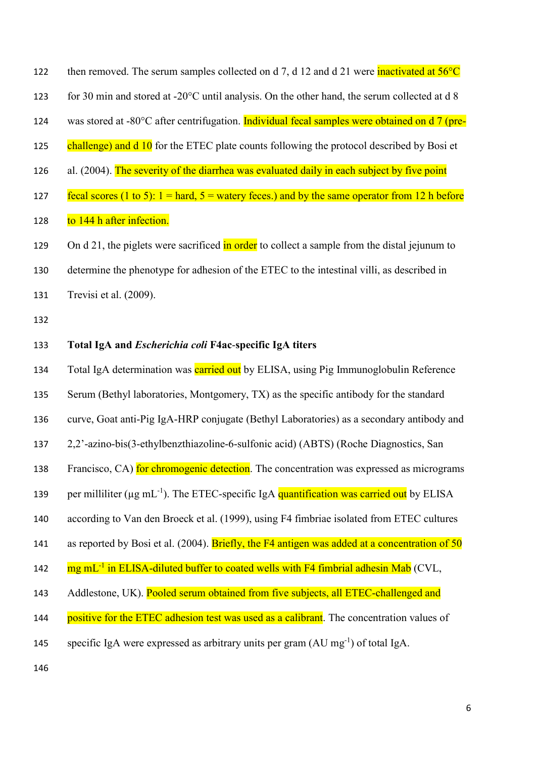then removed. The serum samples collected on d 7, d 12 and d 21 were inactivated at 56°C for 30 min and stored at -20°C until analysis. On the other hand, the serum collected at d 8 was stored at -80°C after centrifugation. Individual fecal samples were obtained on d 7 (pre-challenge) and d 10 for the ETEC plate counts following the protocol described by Bosi et al. (2004). The severity of the diarrhea was evaluated daily in each subject by five point fecal scores (1 to 5): 1 = hard, 5 = watery feces.) and by the same operator from 12 h before to 144 h after infection.

On d 21, the piglets were sacrificed in order to collect a sample from the distal jejunum to determine the phenotype for adhesion of the ETEC to the intestinal villi, as described in Trevisi et al. (2009).

**Total IgA and *Escherichia coli* F4ac-specific IgA titers**

Total IgA determination was carried out by ELISA, using Pig Immunoglobulin Reference Serum (Bethyl laboratories, Montgomery, TX) as the specific antibody for the standard curve, Goat anti-Pig IgA-HRP conjugate (Bethyl Laboratories) as a secondary antibody and 2,2'-azino-bis(3-ethylbenzthiazoline-6-sulfonic acid) (ABTS) (Roche Diagnostics, San Francisco, CA) for chromogenic detection. The concentration was expressed as micrograms per milliliter (μg $mL^{-1}$). The ETEC-specific IgA quantification was carried out by ELISA according to Van den Broeck et al. (1999), using F4 fimbriae isolated from ETEC cultures as reported by Bosi et al. (2004). Briefly, the F4 antigen was added at a concentration of 50 mg $mL^{-1}$ in ELISA-diluted buffer to coated wells with F4 fimbrial adhesin Mab (CVL, Addlestone, UK). Pooled serum obtained from five subjects, all ETEC-challenged and positive for the ETEC adhesion test was used as a calibrant. The concentration values of specific IgA were expressed as arbitrary units per gram (AU $mg^{-1}$) of total IgA.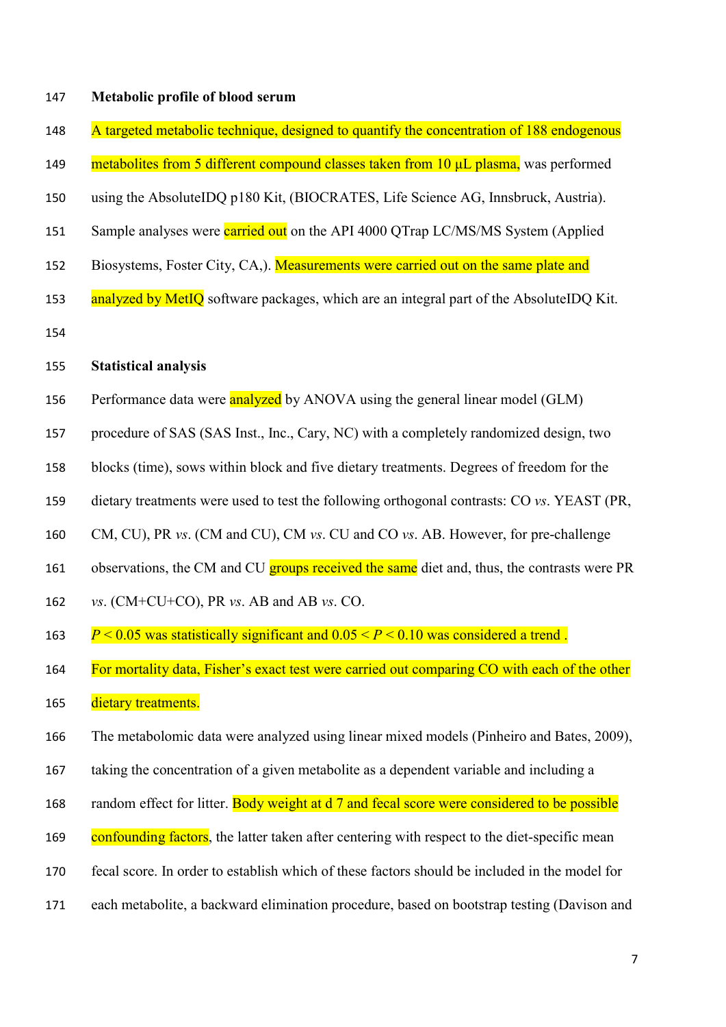**Metabolic profile of blood serum**

A targeted metabolic technique, designed to quantify the concentration of 188 endogenous metabolites from 5 different compound classes taken from 10 μL plasma, was performed using the AbsoluteIDQ p180 Kit, (BIOCRATES, Life Science AG, Innsbruck, Austria). Sample analyses were carried out on the API 4000 QTrap LC/MS/MS System (Applied Biosystems, Foster City, CA,). Measurements were carried out on the same plate and analyzed by MetIQ software packages, which are an integral part of the AbsoluteIDQ Kit.

**Statistical analysis**

Performance data were analyzed by ANOVA using the general linear model (GLM) procedure of SAS (SAS Inst., Inc., Cary, NC) with a completely randomized design, two blocks (time), sows within block and five dietary treatments. Degrees of freedom for the dietary treatments were used to test the following orthogonal contrasts: CO *vs*. YEAST (PR, CM, CU), PR *vs*. (CM and CU), CM *vs*. CU and CO *vs*. AB. However, for pre-challenge observations, the CM and CU groups received the same diet and, thus, the contrasts were PR *vs*. (CM+CU+CO), PR *vs*. AB and AB *vs*. CO.

$P < 0.05$ was statistically significant and $0.05 < P < 0.10$ was considered a trend .

For mortality data, Fisher's exact test were carried out comparing CO with each of the other dietary treatments.

The metabolomic data were analyzed using linear mixed models (Pinheiro and Bates, 2009), taking the concentration of a given metabolite as a dependent variable and including a random effect for litter. Body weight at d 7 and fecal score were considered to be possible confounding factors, the latter taken after centering with respect to the diet-specific mean fecal score. In order to establish which of these factors should be included in the model for each metabolite, a backward elimination procedure, based on bootstrap testing (Davison and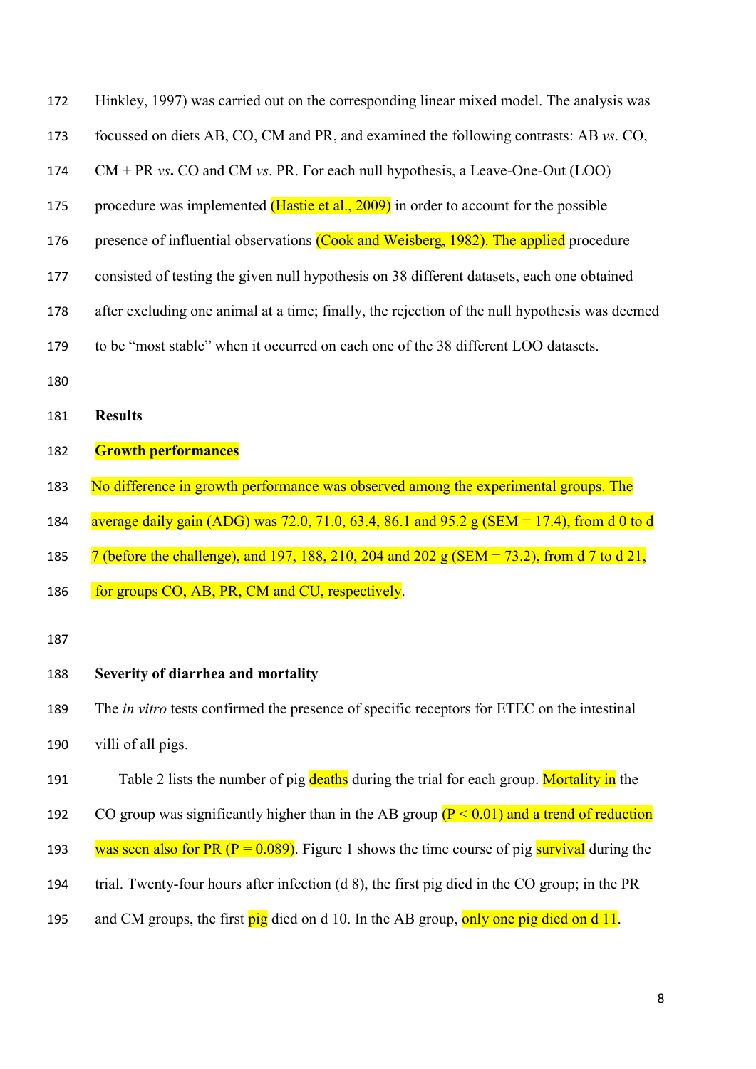Hinkley, 1997) was carried out on the corresponding linear mixed model. The analysis was focussed on diets AB, CO, CM and PR, and examined the following contrasts: AB *vs*. CO, CM + PR ***vs*.** CO and CM *vs*. PR. For each null hypothesis, a Leave-One-Out (LOO) procedure was implemented (Hastie et al., 2009) in order to account for the possible presence of influential observations (Cook and Weisberg, 1982). The applied procedure consisted of testing the given null hypothesis on 38 different datasets, each one obtained after excluding one animal at a time; finally, the rejection of the null hypothesis was deemed to be "most stable" when it occurred on each one of the 38 different LOO datasets.

## Results

### Growth performances

No difference in growth performance was observed among the experimental groups. The average daily gain (ADG) was 72.0, 71.0, 63.4, 86.1 and 95.2 g (SEM = 17.4), from d 0 to d 7 (before the challenge), and 197, 188, 210, 204 and 202 g (SEM = 73.2), from d 7 to d 21, for groups CO, AB, PR, CM and CU, respectively.

### Severity of diarrhea and mortality

The *in vitro* tests confirmed the presence of specific receptors for ETEC on the intestinal villi of all pigs.

Table 2 lists the number of pig deaths during the trial for each group. Mortality in the CO group was significantly higher than in the AB group ($P < 0.01$) and a trend of reduction was seen also for PR ($P = 0.089$). Figure 1 shows the time course of pig survival during the trial. Twenty-four hours after infection (d 8), the first pig died in the CO group; in the PR and CM groups, the first pig died on d 10. In the AB group, only one pig died on d 11.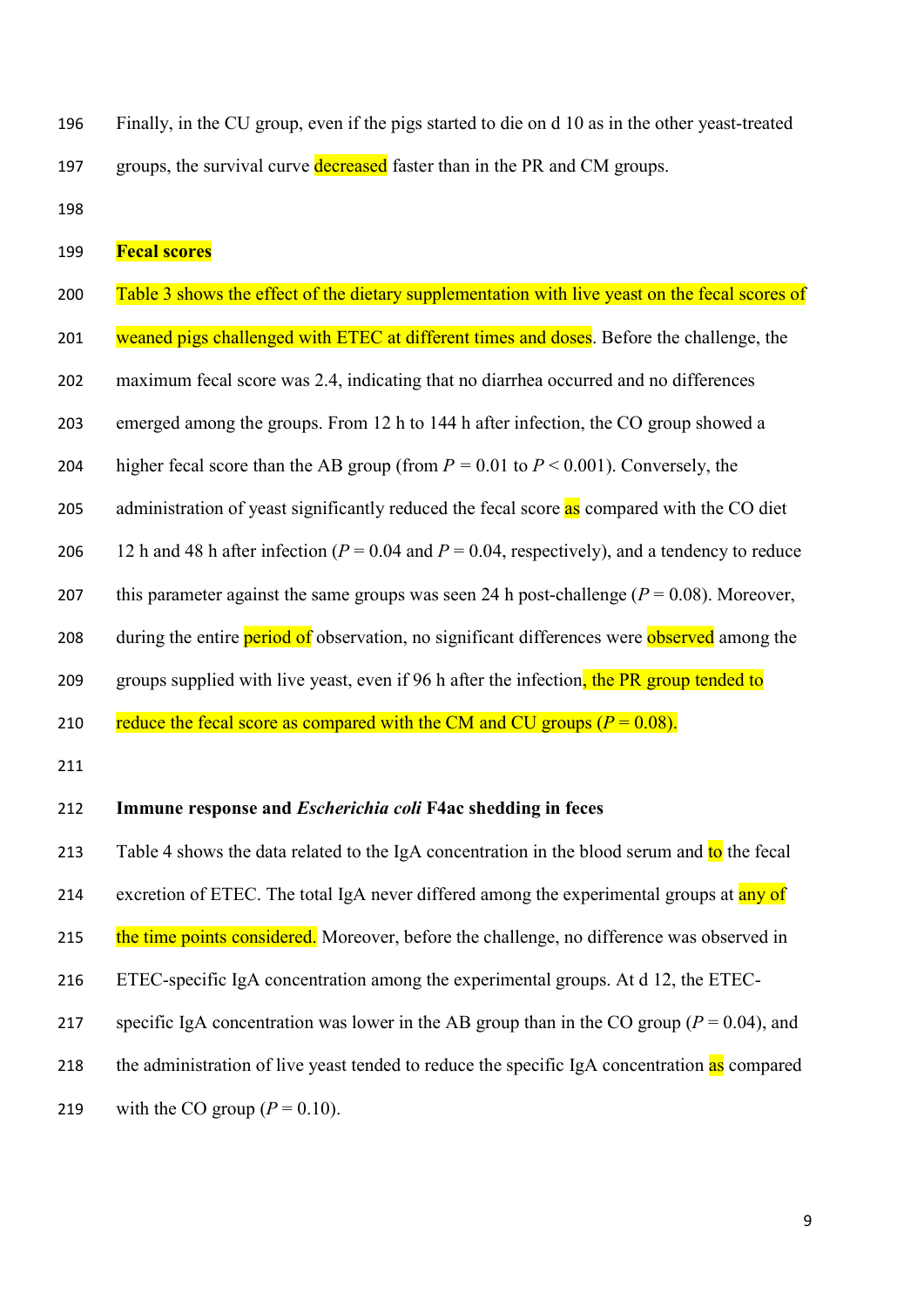Finally, in the CU group, even if the pigs started to die on d 10 as in the other yeast-treated groups, the survival curve decreased faster than in the PR and CM groups.

**Fecal scores**

Table 3 shows the effect of the dietary supplementation with live yeast on the fecal scores of weaned pigs challenged with ETEC at different times and doses. Before the challenge, the maximum fecal score was 2.4, indicating that no diarrhea occurred and no differences emerged among the groups. From 12 h to 144 h after infection, the CO group showed a higher fecal score than the AB group (from $P = 0.01$ to $P < 0.001$). Conversely, the administration of yeast significantly reduced the fecal score as compared with the CO diet 12 h and 48 h after infection ($P = 0.04$ and $P = 0.04$, respectively), and a tendency to reduce this parameter against the same groups was seen 24 h post-challenge ($P = 0.08$). Moreover, during the entire period of observation, no significant differences were observed among the groups supplied with live yeast, even if 96 h after the infection, the PR group tended to reduce the fecal score as compared with the CM and CU groups ($P = 0.08$).

**Immune response and *Escherichia coli* F4ac shedding in feces**

Table 4 shows the data related to the IgA concentration in the blood serum and to the fecal excretion of ETEC. The total IgA never differed among the experimental groups at any of the time points considered. Moreover, before the challenge, no difference was observed in ETEC-specific IgA concentration among the experimental groups. At d 12, the ETEC-specific IgA concentration was lower in the AB group than in the CO group ($P = 0.04$), and the administration of live yeast tended to reduce the specific IgA concentration as compared with the CO group ($P = 0.10$).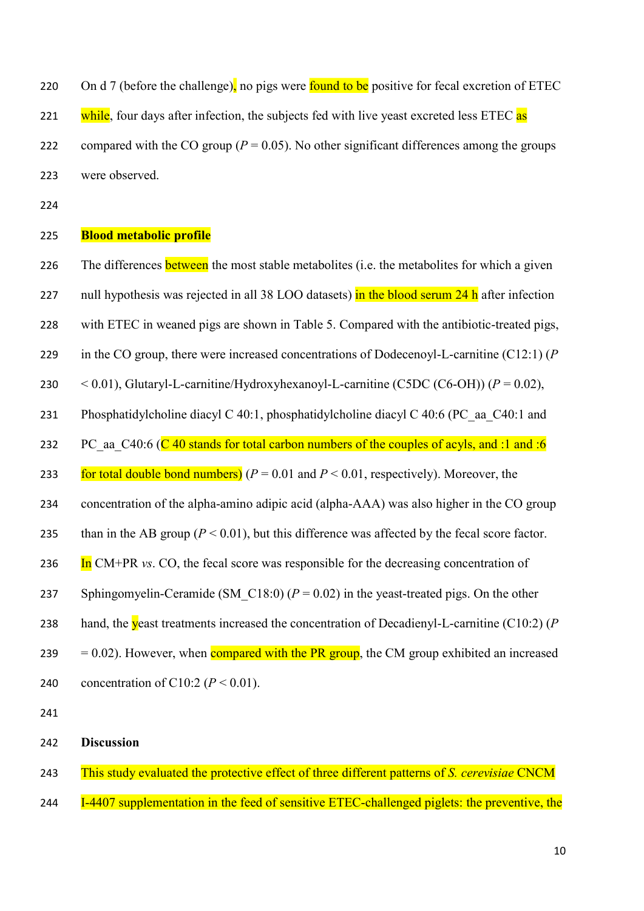On d 7 (before the challenge), no pigs were found to be positive for fecal excretion of ETEC while, four days after infection, the subjects fed with live yeast excreted less ETEC as compared with the CO group ($P = 0.05$). No other significant differences among the groups were observed.

## Blood metabolic profile

The differences between the most stable metabolites (i.e. the metabolites for which a given null hypothesis was rejected in all 38 LOO datasets) in the blood serum 24 h after infection with ETEC in weaned pigs are shown in Table 5. Compared with the antibiotic-treated pigs, in the CO group, there were increased concentrations of Dodecenoyl-L-carnitine (C12:1) ($P < 0.01$), Glutaryl-L-carnitine/Hydroxyhexanoyl-L-carnitine (C5DC (C6-OH)) ($P = 0.02$), Phosphatidylcholine diacyl C 40:1, phosphatidylcholine diacyl C 40:6 (PC_aa_C40:1 and PC_aa_C40:6 (C 40 stands for total carbon numbers of the couples of acyls, and :1 and :6 for total double bond numbers) ($P = 0.01$ and $P < 0.01$, respectively). Moreover, the concentration of the alpha-amino adipic acid (alpha-AAA) was also higher in the CO group than in the AB group ($P < 0.01$), but this difference was affected by the fecal score factor. In CM+PR *vs*. CO, the fecal score was responsible for the decreasing concentration of Sphingomyelin-Ceramide (SM_C18:0) ($P = 0.02$) in the yeast-treated pigs. On the other hand, the yeast treatments increased the concentration of Decadienyl-L-carnitine (C10:2) ($P = 0.02$). However, when compared with the PR group, the CM group exhibited an increased concentration of C10:2 ($P < 0.01$).

## Discussion

This study evaluated the protective effect of three different patterns of *S. cerevisiae* CNCM I-4407 supplementation in the feed of sensitive ETEC-challenged piglets: the preventive, the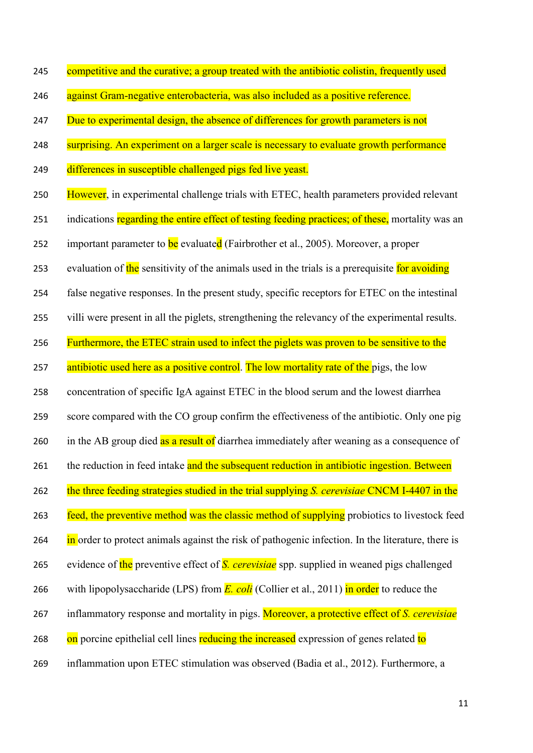competitive and the curative; a group treated with the antibiotic colistin, frequently used against Gram-negative enterobacteria, was also included as a positive reference.

Due to experimental design, the absence of differences for growth parameters is not surprising. An experiment on a larger scale is necessary to evaluate growth performance differences in susceptible challenged pigs fed live yeast.

However, in experimental challenge trials with ETEC, health parameters provided relevant indications regarding the entire effect of testing feeding practices; of these, mortality was an important parameter to be evaluated (Fairbrother et al., 2005). Moreover, a proper evaluation of the sensitivity of the animals used in the trials is a prerequisite for avoiding false negative responses. In the present study, specific receptors for ETEC on the intestinal villi were present in all the piglets, strengthening the relevancy of the experimental results. Furthermore, the ETEC strain used to infect the piglets was proven to be sensitive to the antibiotic used here as a positive control. The low mortality rate of the pigs, the low concentration of specific IgA against ETEC in the blood serum and the lowest diarrhea score compared with the CO group confirm the effectiveness of the antibiotic. Only one pig in the AB group died as a result of diarrhea immediately after weaning as a consequence of the reduction in feed intake and the subsequent reduction in antibiotic ingestion. Between the three feeding strategies studied in the trial supplying *S. cerevisiae* CNCM I-4407 in the feed, the preventive method was the classic method of supplying probiotics to livestock feed in order to protect animals against the risk of pathogenic infection. In the literature, there is evidence of the preventive effect of *S. cerevisiae* spp. supplied in weaned pigs challenged with lipopolysaccharide (LPS) from *E. coli* (Collier et al., 2011) in order to reduce the inflammatory response and mortality in pigs. Moreover, a protective effect of *S. cerevisiae* on porcine epithelial cell lines reducing the increased expression of genes related to inflammation upon ETEC stimulation was observed (Badia et al., 2012). Furthermore, a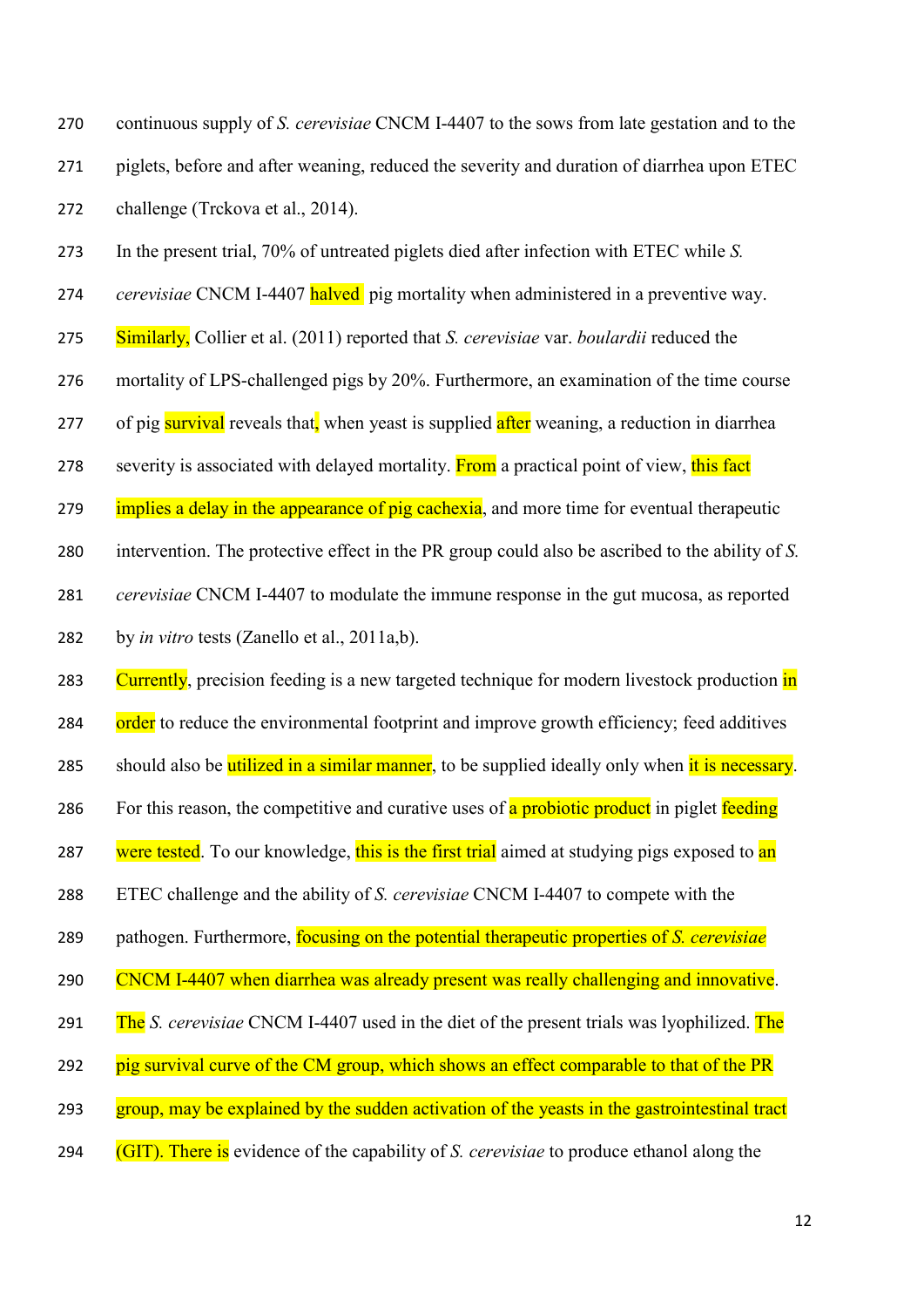continuous supply of *S. cerevisiae* CNCM I-4407 to the sows from late gestation and to the piglets, before and after weaning, reduced the severity and duration of diarrhea upon ETEC challenge (Trckova et al., 2014).

In the present trial, 70% of untreated piglets died after infection with ETEC while *S. cerevisiae* CNCM I-4407 halved pig mortality when administered in a preventive way. Similarly, Collier et al. (2011) reported that *S. cerevisiae* var. *boulardii* reduced the mortality of LPS-challenged pigs by 20%. Furthermore, an examination of the time course of pig survival reveals that, when yeast is supplied after weaning, a reduction in diarrhea severity is associated with delayed mortality. From a practical point of view, this fact implies a delay in the appearance of pig cachexia, and more time for eventual therapeutic intervention. The protective effect in the PR group could also be ascribed to the ability of *S. cerevisiae* CNCM I-4407 to modulate the immune response in the gut mucosa, as reported by *in vitro* tests (Zanello et al., 2011a,b).

Currently, precision feeding is a new targeted technique for modern livestock production in order to reduce the environmental footprint and improve growth efficiency; feed additives should also be utilized in a similar manner, to be supplied ideally only when it is necessary. For this reason, the competitive and curative uses of a probiotic product in piglet feeding were tested. To our knowledge, this is the first trial aimed at studying pigs exposed to an ETEC challenge and the ability of *S. cerevisiae* CNCM I-4407 to compete with the pathogen. Furthermore, focusing on the potential therapeutic properties of *S. cerevisiae* CNCM I-4407 when diarrhea was already present was really challenging and innovative. The *S. cerevisiae* CNCM I-4407 used in the diet of the present trials was lyophilized. The pig survival curve of the CM group, which shows an effect comparable to that of the PR group, may be explained by the sudden activation of the yeasts in the gastrointestinal tract (GIT). There is evidence of the capability of *S. cerevisiae* to produce ethanol along the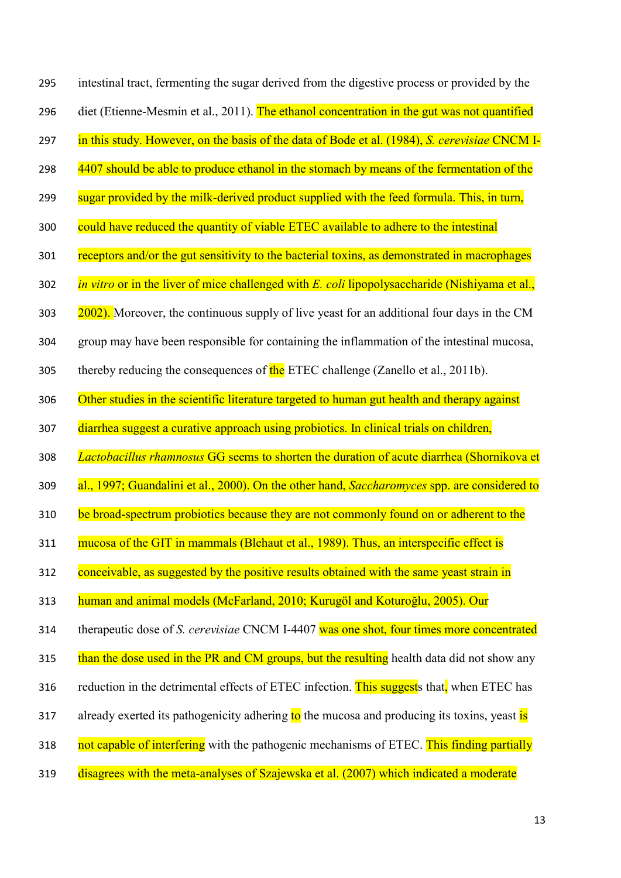intestinal tract, fermenting the sugar derived from the digestive process or provided by the diet (Etienne-Mesmin et al., 2011). The ethanol concentration in the gut was not quantified in this study. However, on the basis of the data of Bode et al. (1984), *S. cerevisiae* CNCM I-4407 should be able to produce ethanol in the stomach by means of the fermentation of the sugar provided by the milk-derived product supplied with the feed formula. This, in turn, could have reduced the quantity of viable ETEC available to adhere to the intestinal receptors and/or the gut sensitivity to the bacterial toxins, as demonstrated in macrophages *in vitro* or in the liver of mice challenged with *E. coli* lipopolysaccharide (Nishiyama et al., 2002). Moreover, the continuous supply of live yeast for an additional four days in the CM group may have been responsible for containing the inflammation of the intestinal mucosa, thereby reducing the consequences of the ETEC challenge (Zanello et al., 2011b).

Other studies in the scientific literature targeted to human gut health and therapy against diarrhea suggest a curative approach using probiotics. In clinical trials on children, *Lactobacillus rhamnosus* GG seems to shorten the duration of acute diarrhea (Shornikova et al., 1997; Guandalini et al., 2000). On the other hand, *Saccharomyces* spp. are considered to be broad-spectrum probiotics because they are not commonly found on or adherent to the mucosa of the GIT in mammals (Blehaut et al., 1989). Thus, an interspecific effect is conceivable, as suggested by the positive results obtained with the same yeast strain in human and animal models (McFarland, 2010; Kurugöl and Koturoğlu, 2005). Our therapeutic dose of *S. cerevisiae* CNCM I-4407 was one shot, four times more concentrated than the dose used in the PR and CM groups, but the resulting health data did not show any reduction in the detrimental effects of ETEC infection. This suggests that, when ETEC has already exerted its pathogenicity adhering to the mucosa and producing its toxins, yeast is not capable of interfering with the pathogenic mechanisms of ETEC. This finding partially disagrees with the meta-analyses of Szajewska et al. (2007) which indicated a moderate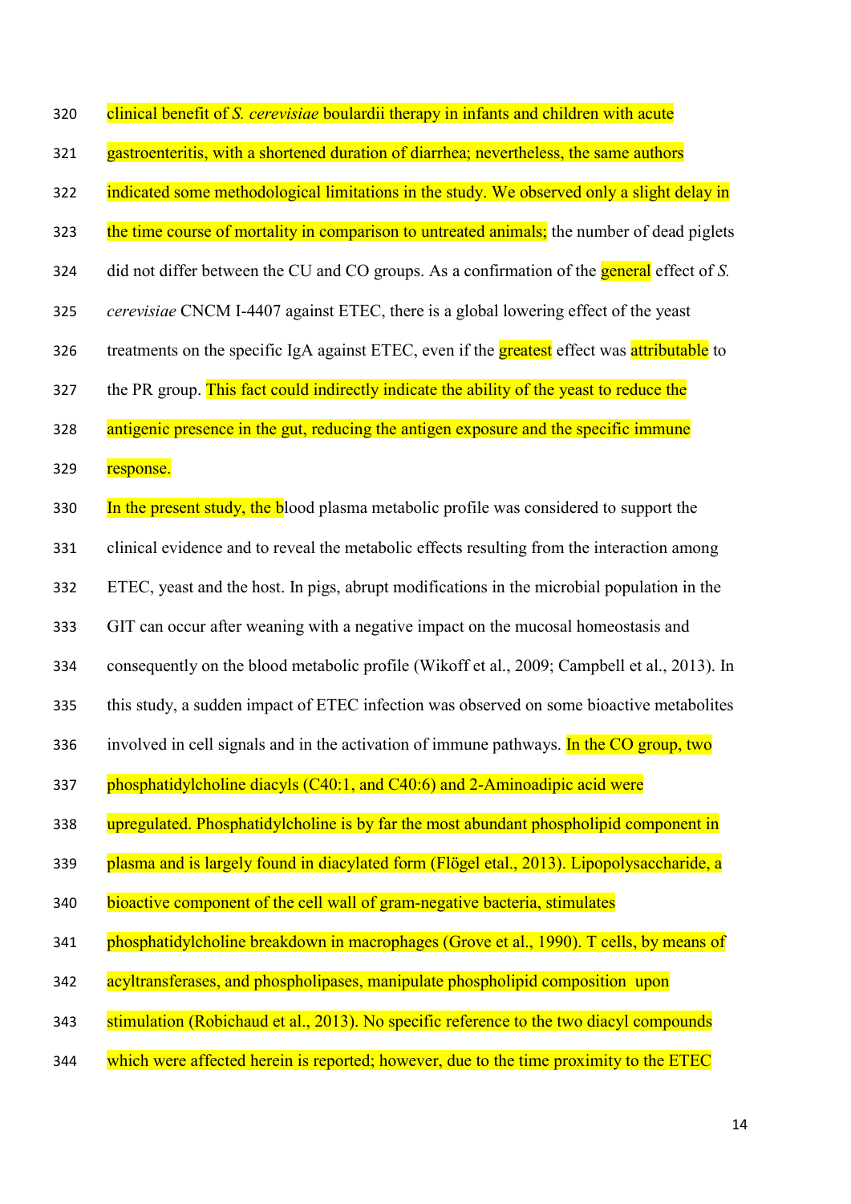clinical benefit of *S. cerevisiae* boulardii therapy in infants and children with acute gastroenteritis, with a shortened duration of diarrhea; nevertheless, the same authors indicated some methodological limitations in the study. We observed only a slight delay in the time course of mortality in comparison to untreated animals; the number of dead piglets did not differ between the CU and CO groups. As a confirmation of the general effect of *S. cerevisiae* CNCM I-4407 against ETEC, there is a global lowering effect of the yeast treatments on the specific IgA against ETEC, even if the greatest effect was attributable to the PR group. This fact could indirectly indicate the ability of the yeast to reduce the antigenic presence in the gut, reducing the antigen exposure and the specific immune response.

In the present study, the blood plasma metabolic profile was considered to support the clinical evidence and to reveal the metabolic effects resulting from the interaction among ETEC, yeast and the host. In pigs, abrupt modifications in the microbial population in the GIT can occur after weaning with a negative impact on the mucosal homeostasis and consequently on the blood metabolic profile (Wikoff et al., 2009; Campbell et al., 2013). In this study, a sudden impact of ETEC infection was observed on some bioactive metabolites involved in cell signals and in the activation of immune pathways. In the CO group, two phosphatidylcholine diacyls (C40:1, and C40:6) and 2-Aminoadipic acid were upregulated. Phosphatidylcholine is by far the most abundant phospholipid component in plasma and is largely found in diacylated form (Flögel etal., 2013). Lipopolysaccharide, a bioactive component of the cell wall of gram-negative bacteria, stimulates phosphatidylcholine breakdown in macrophages (Grove et al., 1990). T cells, by means of acyltransferases, and phospholipases, manipulate phospholipid composition upon stimulation (Robichaud et al., 2013). No specific reference to the two diacyl compounds which were affected herein is reported; however, due to the time proximity to the ETEC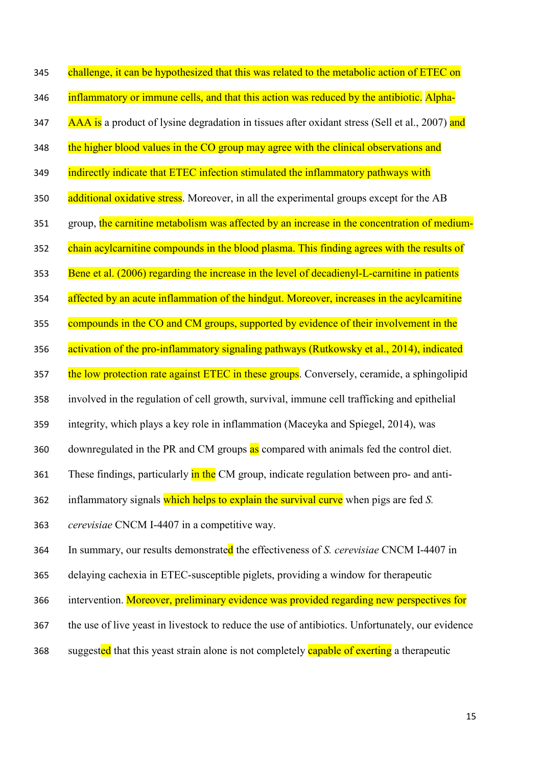challenge, it can be hypothesized that this was related to the metabolic action of ETEC on inflammatory or immune cells, and that this action was reduced by the antibiotic. Alpha-AAA is a product of lysine degradation in tissues after oxidant stress (Sell et al., 2007) and the higher blood values in the CO group may agree with the clinical observations and indirectly indicate that ETEC infection stimulated the inflammatory pathways with additional oxidative stress. Moreover, in all the experimental groups except for the AB group, the carnitine metabolism was affected by an increase in the concentration of medium-chain acylcarnitine compounds in the blood plasma. This finding agrees with the results of Bene et al. (2006) regarding the increase in the level of decadienyl-L-carnitine in patients affected by an acute inflammation of the hindgut. Moreover, increases in the acylcarnitine compounds in the CO and CM groups, supported by evidence of their involvement in the activation of the pro-inflammatory signaling pathways (Rutkowsky et al., 2014), indicated the low protection rate against ETEC in these groups. Conversely, ceramide, a sphingolipid involved in the regulation of cell growth, survival, immune cell trafficking and epithelial integrity, which plays a key role in inflammation (Maceyka and Spiegel, 2014), was downregulated in the PR and CM groups as compared with animals fed the control diet. These findings, particularly in the CM group, indicate regulation between pro- and anti-inflammatory signals which helps to explain the survival curve when pigs are fed *S. cerevisiae* CNCM I-4407 in a competitive way.

In summary, our results demonstrated the effectiveness of *S. cerevisiae* CNCM I-4407 in delaying cachexia in ETEC-susceptible piglets, providing a window for therapeutic intervention. Moreover, preliminary evidence was provided regarding new perspectives for the use of live yeast in livestock to reduce the use of antibiotics. Unfortunately, our evidence suggested that this yeast strain alone is not completely capable of exerting a therapeutic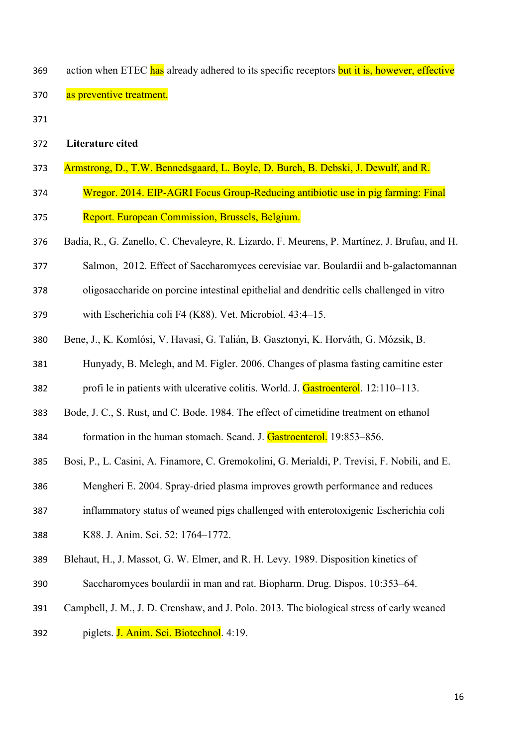action when ETEC has already adhered to its specific receptors but it is, however, effective as preventive treatment.

## Literature cited

Armstrong, D., T.W. Bennedsgaard, L. Boyle, D. Burch, B. Debski, J. Dewulf, and R. Wregor. 2014. EIP-AGRI Focus Group-Reducing antibiotic use in pig farming: Final Report. European Commission, Brussels, Belgium.

Badia, R., G. Zanello, C. Chevaleyre, R. Lizardo, F. Meurens, P. Martínez, J. Brufau, and H. Salmon, 2012. Effect of Saccharomyces cerevisiae var. Boulardii and b-galactomannan oligosaccharide on porcine intestinal epithelial and dendritic cells challenged in vitro with Escherichia coli F4 (K88). Vet. Microbiol. 43:4–15.

Bene, J., K. Komlósi, V. Havasi, G. Talián, B. Gasztonyi, K. Horváth, G. Mózsik, B. Hunyady, B. Melegh, and M. Figler. 2006. Changes of plasma fasting carnitine ester profi le in patients with ulcerative colitis. World. J. Gastroenterol. 12:110–113.

Bode, J. C., S. Rust, and C. Bode. 1984. The effect of cimetidine treatment on ethanol formation in the human stomach. Scand. J. Gastroenterol. 19:853–856.

Bosi, P., L. Casini, A. Finamore, C. Gremokolini, G. Merialdi, P. Trevisi, F. Nobili, and E. Mengheri E. 2004. Spray-dried plasma improves growth performance and reduces inflammatory status of weaned pigs challenged with enterotoxigenic Escherichia coli K88. J. Anim. Sci. 52: 1764–1772.

Blehaut, H., J. Massot, G. W. Elmer, and R. H. Levy. 1989. Disposition kinetics of Saccharomyces boulardii in man and rat. Biopharm. Drug. Dispos. 10:353–64.

Campbell, J. M., J. D. Crenshaw, and J. Polo. 2013. The biological stress of early weaned piglets. J. Anim. Sci. Biotechnol. 4:19.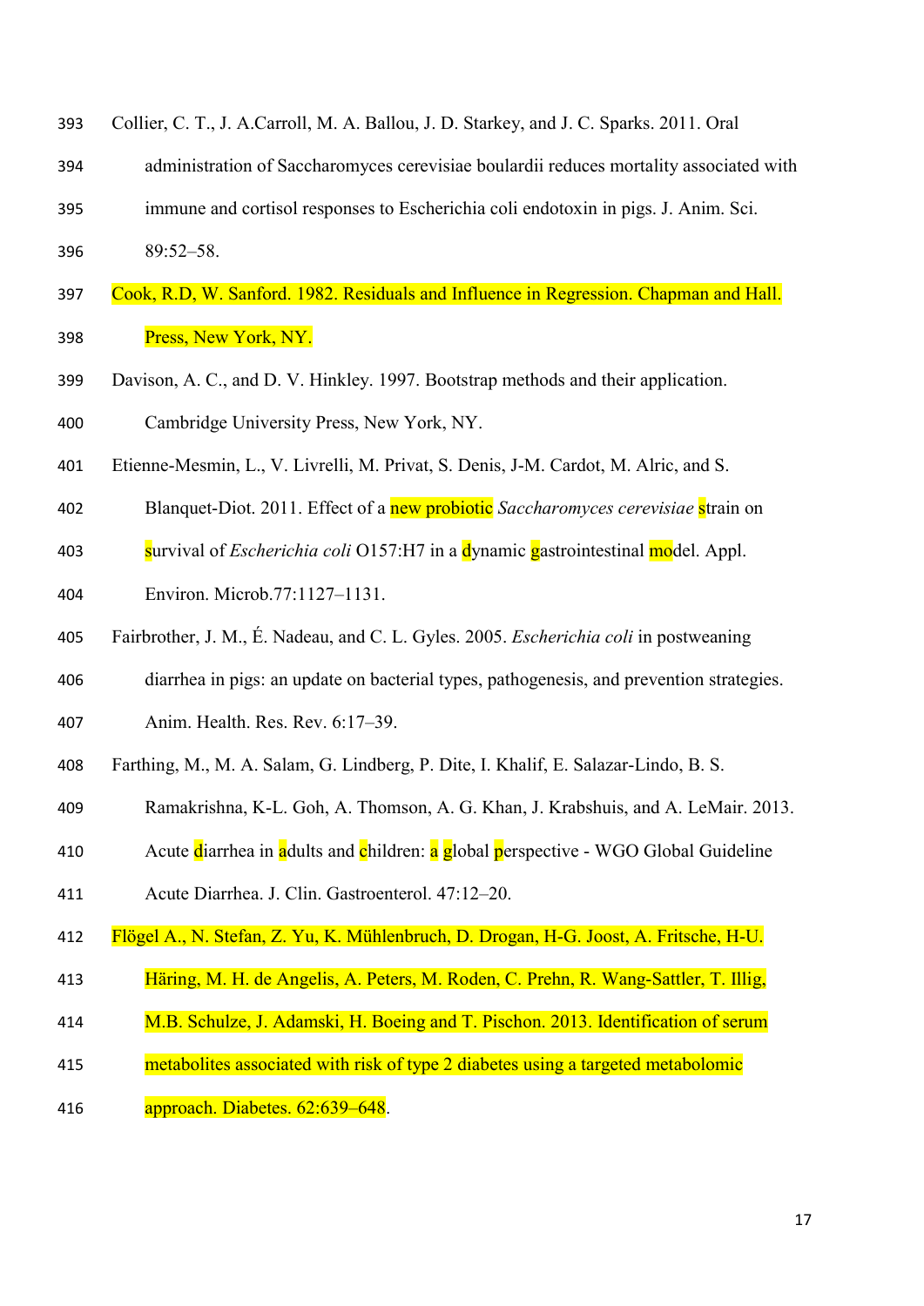Collier, C. T., J. A.Carroll, M. A. Ballou, J. D. Starkey, and J. C. Sparks. 2011. Oral administration of Saccharomyces cerevisiae boulardii reduces mortality associated with immune and cortisol responses to Escherichia coli endotoxin in pigs. J. Anim. Sci. 89:52–58.

Cook, R.D, W. Sanford. 1982. Residuals and Influence in Regression. Chapman and Hall. Press, New York, NY.

Davison, A. C., and D. V. Hinkley. 1997. Bootstrap methods and their application. Cambridge University Press, New York, NY.

Etienne-Mesmin, L., V. Livrelli, M. Privat, S. Denis, J-M. Cardot, M. Alric, and S. Blanquet-Diot. 2011. Effect of a new probiotic *Saccharomyces cerevisiae* strain on survival of *Escherichia coli* O157:H7 in a dynamic gastrointestinal model. Appl. Environ. Microb.77:1127–1131.

Fairbrother, J. M., É. Nadeau, and C. L. Gyles. 2005. *Escherichia coli* in postweaning diarrhea in pigs: an update on bacterial types, pathogenesis, and prevention strategies. Anim. Health. Res. Rev. 6:17–39.

Farthing, M., M. A. Salam, G. Lindberg, P. Dite, I. Khalif, E. Salazar-Lindo, B. S. Ramakrishna, K-L. Goh, A. Thomson, A. G. Khan, J. Krabshuis, and A. LeMair. 2013. Acute diarrhea in adults and children: a global perspective - WGO Global Guideline Acute Diarrhea. J. Clin. Gastroenterol. 47:12–20.

Flögel A., N. Stefan, Z. Yu, K. Mühlenbruch, D. Drogan, H-G. Joost, A. Fritsche, H-U. Häring, M. H. de Angelis, A. Peters, M. Roden, C. Prehn, R. Wang-Sattler, T. Illig, M.B. Schulze, J. Adamski, H. Boeing and T. Pischon. 2013. Identification of serum metabolites associated with risk of type 2 diabetes using a targeted metabolomic approach. Diabetes. 62:639–648.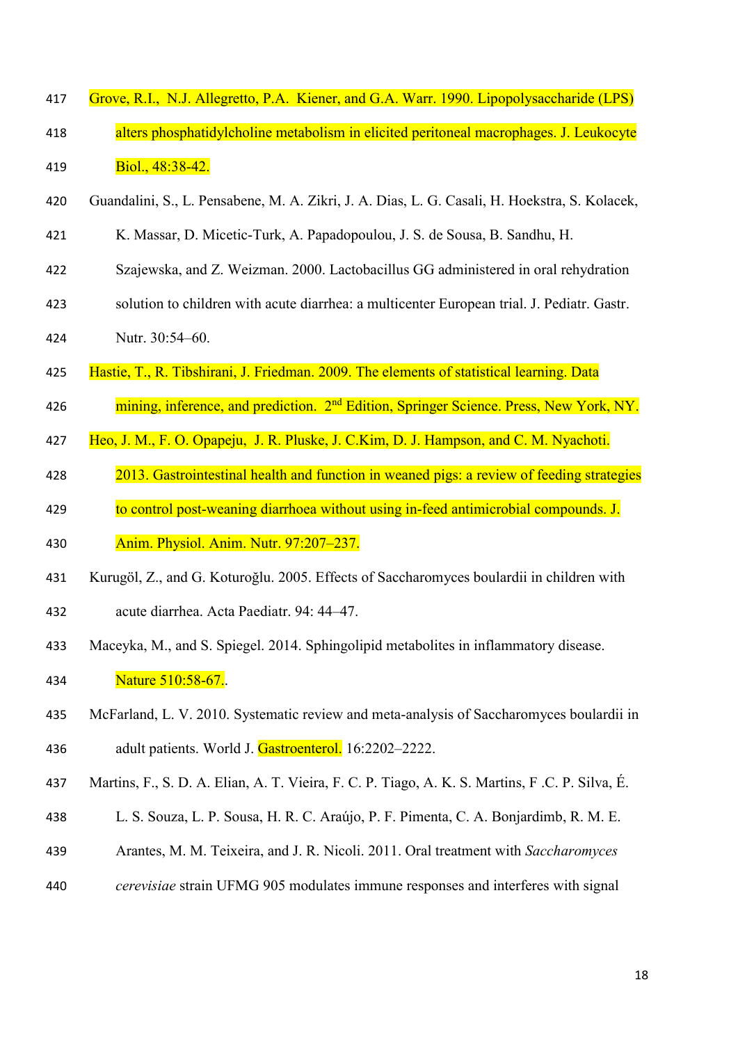Grove, R.I., N.J. Allegretto, P.A. Kiener, and G.A. Warr. 1990. Lipopolysaccharide (LPS) alters phosphatidylcholine metabolism in elicited peritoneal macrophages. J. Leukocyte Biol., 48:38-42.

Guandalini, S., L. Pensabene, M. A. Zikri, J. A. Dias, L. G. Casali, H. Hoekstra, S. Kolacek, K. Massar, D. Micetic-Turk, A. Papadopoulou, J. S. de Sousa, B. Sandhu, H. Szajewska, and Z. Weizman. 2000. Lactobacillus GG administered in oral rehydration solution to children with acute diarrhea: a multicenter European trial. J. Pediatr. Gastr. Nutr. 30:54–60.

Hastie, T., R. Tibshirani, J. Friedman. 2009. The elements of statistical learning. Data mining, inference, and prediction. 2nd Edition, Springer Science. Press, New York, NY.

Heo, J. M., F. O. Opapeju, J. R. Pluske, J. C.Kim, D. J. Hampson, and C. M. Nyachoti. 2013. Gastrointestinal health and function in weaned pigs: a review of feeding strategies to control post-weaning diarrhoea without using in-feed antimicrobial compounds. J. Anim. Physiol. Anim. Nutr. 97:207–237.

Kurugöl, Z., and G. Koturoğlu. 2005. Effects of Saccharomyces boulardii in children with acute diarrhea. Acta Paediatr. 94: 44–47.

Maceyka, M., and S. Spiegel. 2014. Sphingolipid metabolites in inflammatory disease. Nature 510:58-67..

McFarland, L. V. 2010. Systematic review and meta-analysis of Saccharomyces boulardii in adult patients. World J. Gastroenterol. 16:2202–2222.

Martins, F., S. D. A. Elian, A. T. Vieira, F. C. P. Tiago, A. K. S. Martins, F .C. P. Silva, É. L. S. Souza, L. P. Sousa, H. R. C. Araújo, P. F. Pimenta, C. A. Bonjardimb, R. M. E. Arantes, M. M. Teixeira, and J. R. Nicoli. 2011. Oral treatment with *Saccharomyces cerevisiae* strain UFMG 905 modulates immune responses and interferes with signal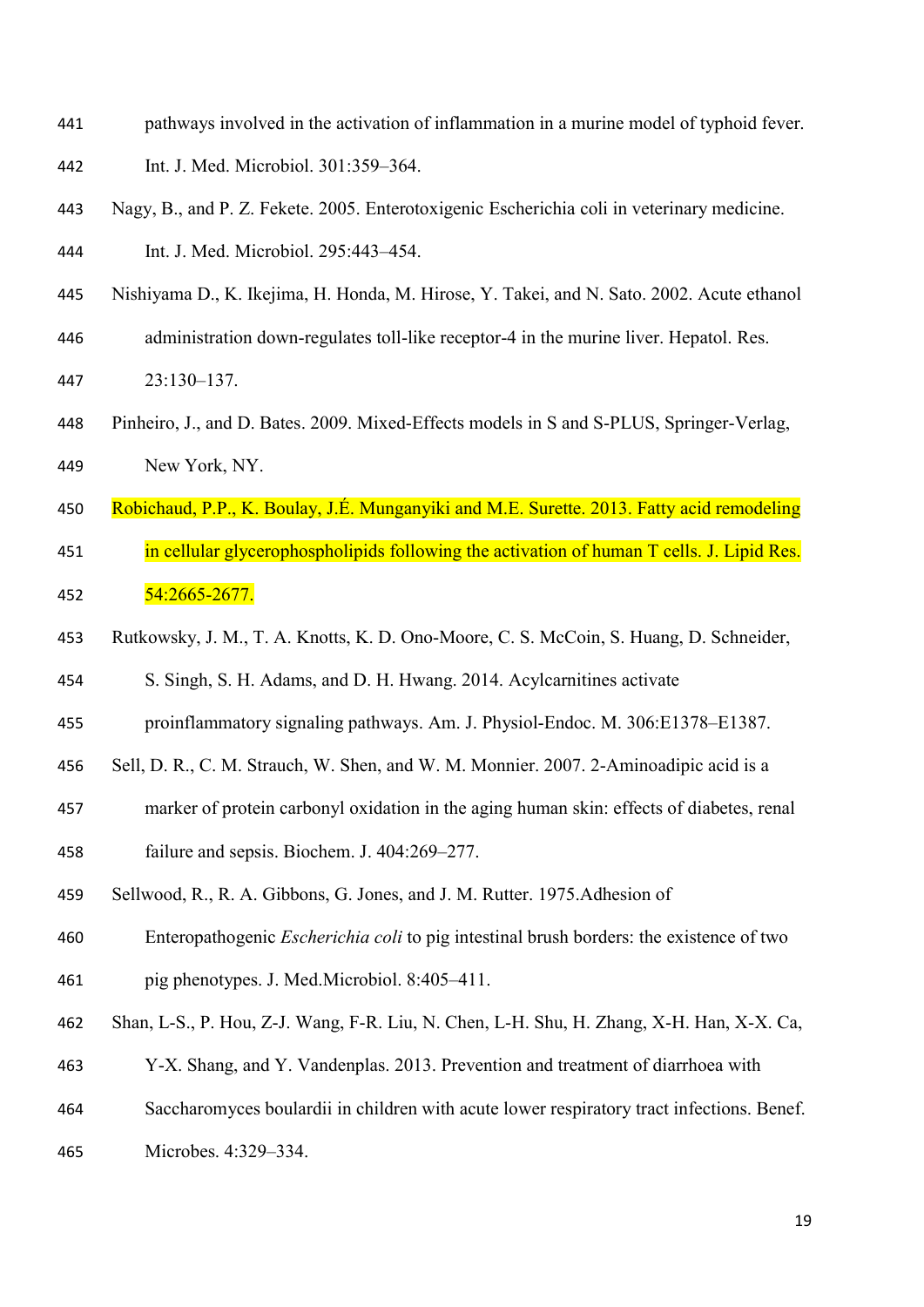pathways involved in the activation of inflammation in a murine model of typhoid fever. Int. J. Med. Microbiol. 301:359–364.

Nagy, B., and P. Z. Fekete. 2005. Enterotoxigenic Escherichia coli in veterinary medicine. Int. J. Med. Microbiol. 295:443–454.

Nishiyama D., K. Ikejima, H. Honda, M. Hirose, Y. Takei, and N. Sato. 2002. Acute ethanol administration down-regulates toll-like receptor-4 in the murine liver. Hepatol. Res. 23:130–137.

Pinheiro, J., and D. Bates. 2009. Mixed-Effects models in S and S-PLUS, Springer-Verlag, New York, NY.

Robichaud, P.P., K. Boulay, J.É. Munganyiki and M.E. Surette. 2013. Fatty acid remodeling in cellular glycerophospholipids following the activation of human T cells. J. Lipid Res. 54:2665-2677.

Rutkowsky, J. M., T. A. Knotts, K. D. Ono-Moore, C. S. McCoin, S. Huang, D. Schneider, S. Singh, S. H. Adams, and D. H. Hwang. 2014. Acylcarnitines activate proinflammatory signaling pathways. Am. J. Physiol-Endoc. M. 306:E1378–E1387.

Sell, D. R., C. M. Strauch, W. Shen, and W. M. Monnier. 2007. 2-Aminoadipic acid is a marker of protein carbonyl oxidation in the aging human skin: effects of diabetes, renal failure and sepsis. Biochem. J. 404:269–277.

Sellwood, R., R. A. Gibbons, G. Jones, and J. M. Rutter. 1975.Adhesion of Enteropathogenic *Escherichia coli* to pig intestinal brush borders: the existence of two pig phenotypes. J. Med.Microbiol. 8:405–411.

Shan, L-S., P. Hou, Z-J. Wang, F-R. Liu, N. Chen, L-H. Shu, H. Zhang, X-H. Han, X-X. Ca, Y-X. Shang, and Y. Vandenplas. 2013. Prevention and treatment of diarrhoea with Saccharomyces boulardii in children with acute lower respiratory tract infections. Benef. Microbes. 4:329–334.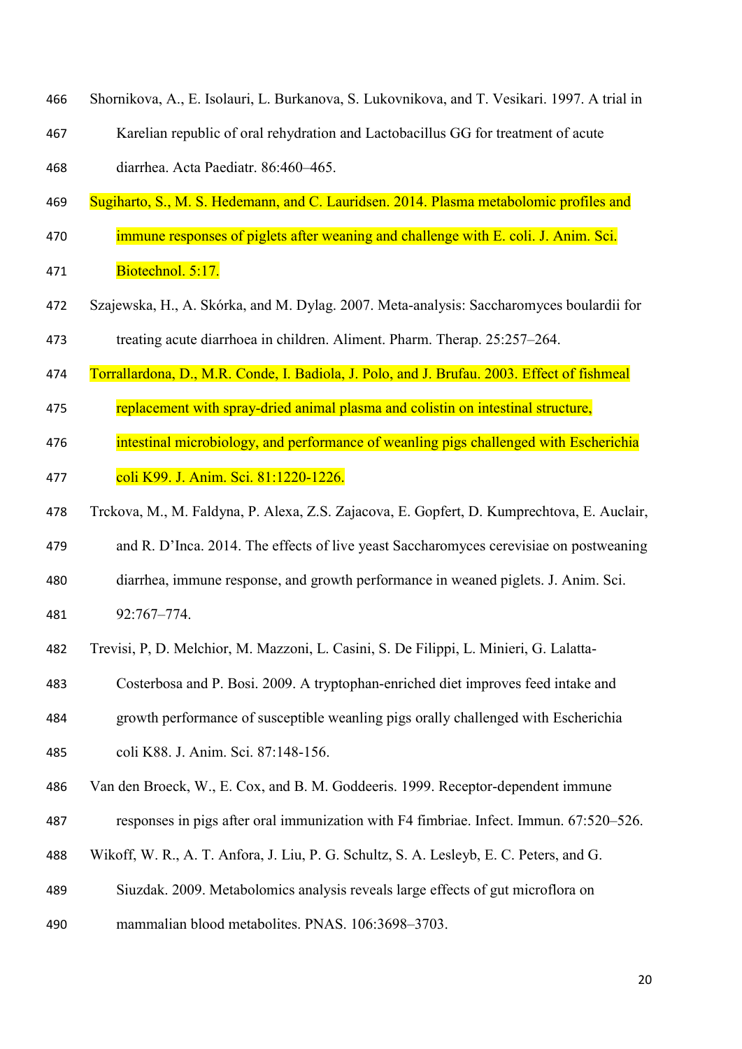Shornikova, A., E. Isolauri, L. Burkanova, S. Lukovnikova, and T. Vesikari. 1997. A trial in Karelian republic of oral rehydration and Lactobacillus GG for treatment of acute diarrhea. Acta Paediatr. 86:460–465.

Sugiharto, S., M. S. Hedemann, and C. Lauridsen. 2014. Plasma metabolomic profiles and immune responses of piglets after weaning and challenge with E. coli. J. Anim. Sci. Biotechnol. 5:17.

Szajewska, H., A. Skórka, and M. Dylag. 2007. Meta-analysis: Saccharomyces boulardii for treating acute diarrhoea in children. Aliment. Pharm. Therap. 25:257–264.

Torrallardona, D., M.R. Conde, I. Badiola, J. Polo, and J. Brufau. 2003. Effect of fishmeal replacement with spray-dried animal plasma and colistin on intestinal structure, intestinal microbiology, and performance of weanling pigs challenged with Escherichia coli K99. J. Anim. Sci. 81:1220-1226.

Trckova, M., M. Faldyna, P. Alexa, Z.S. Zajacova, E. Gopfert, D. Kumprechtova, E. Auclair, and R. D'Inca. 2014. The effects of live yeast Saccharomyces cerevisiae on postweaning diarrhea, immune response, and growth performance in weaned piglets. J. Anim. Sci. 92:767–774.

Trevisi, P, D. Melchior, M. Mazzoni, L. Casini, S. De Filippi, L. Minieri, G. Lalatta-Costerbosa and P. Bosi. 2009. A tryptophan-enriched diet improves feed intake and growth performance of susceptible weanling pigs orally challenged with Escherichia coli K88. J. Anim. Sci. 87:148-156.

Van den Broeck, W., E. Cox, and B. M. Goddeeris. 1999. Receptor-dependent immune responses in pigs after oral immunization with F4 fimbriae. Infect. Immun. 67:520–526.

Wikoff, W. R., A. T. Anfora, J. Liu, P. G. Schultz, S. A. Lesleyb, E. C. Peters, and G. Siuzdak. 2009. Metabolomics analysis reveals large effects of gut microflora on mammalian blood metabolites. PNAS. 106:3698–3703.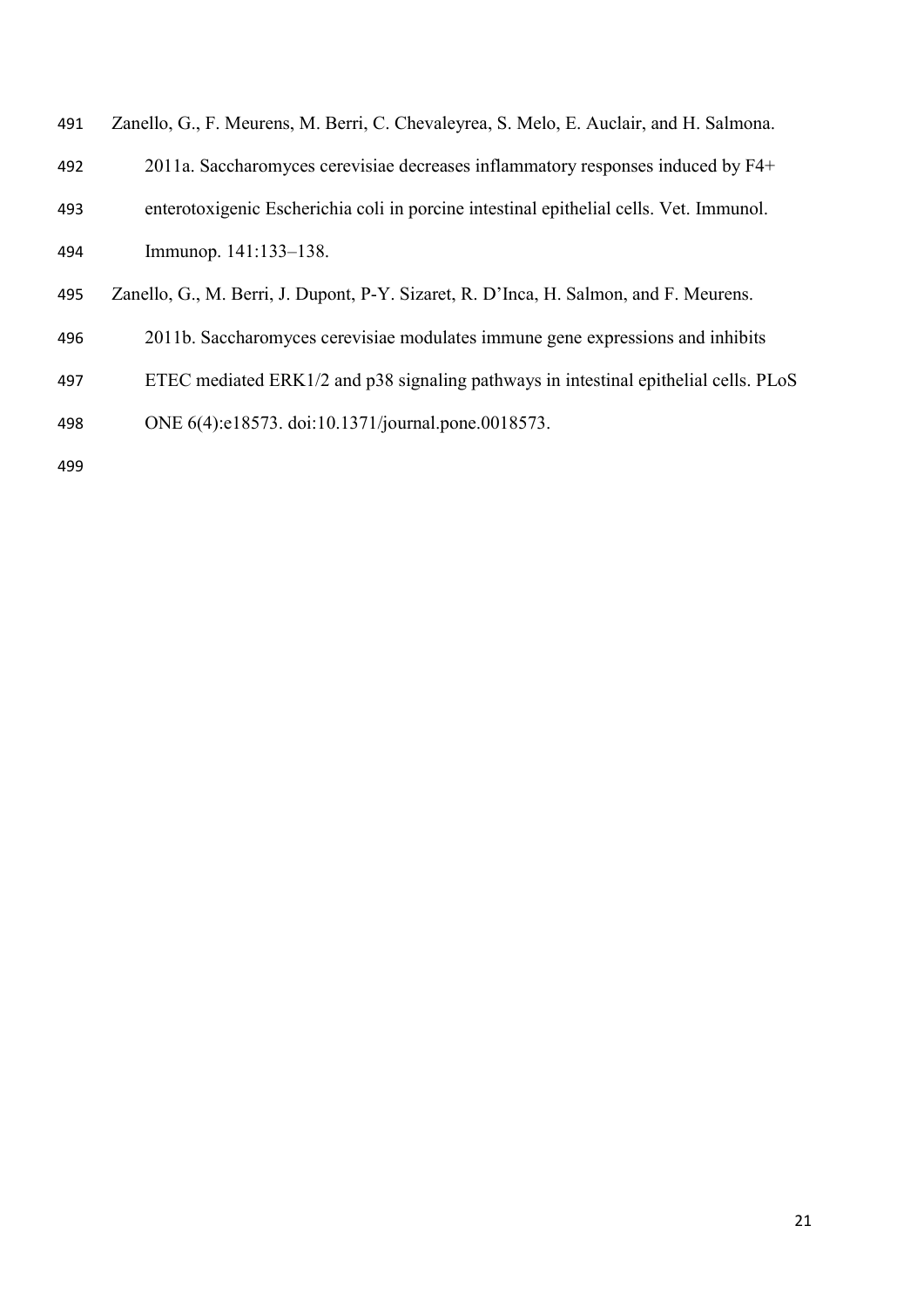Zanello, G., F. Meurens, M. Berri, C. Chevaleyrea, S. Melo, E. Auclair, and H. Salmona. 2011a. Saccharomyces cerevisiae decreases inflammatory responses induced by F4+ enterotoxigenic Escherichia coli in porcine intestinal epithelial cells. Vet. Immunol. Immunop. 141:133–138.

Zanello, G., M. Berri, J. Dupont, P-Y. Sizaret, R. D'Inca, H. Salmon, and F. Meurens. 2011b. Saccharomyces cerevisiae modulates immune gene expressions and inhibits ETEC mediated ERK1/2 and p38 signaling pathways in intestinal epithelial cells. PLoS ONE 6(4):e18573. doi:10.1371/journal.pone.0018573.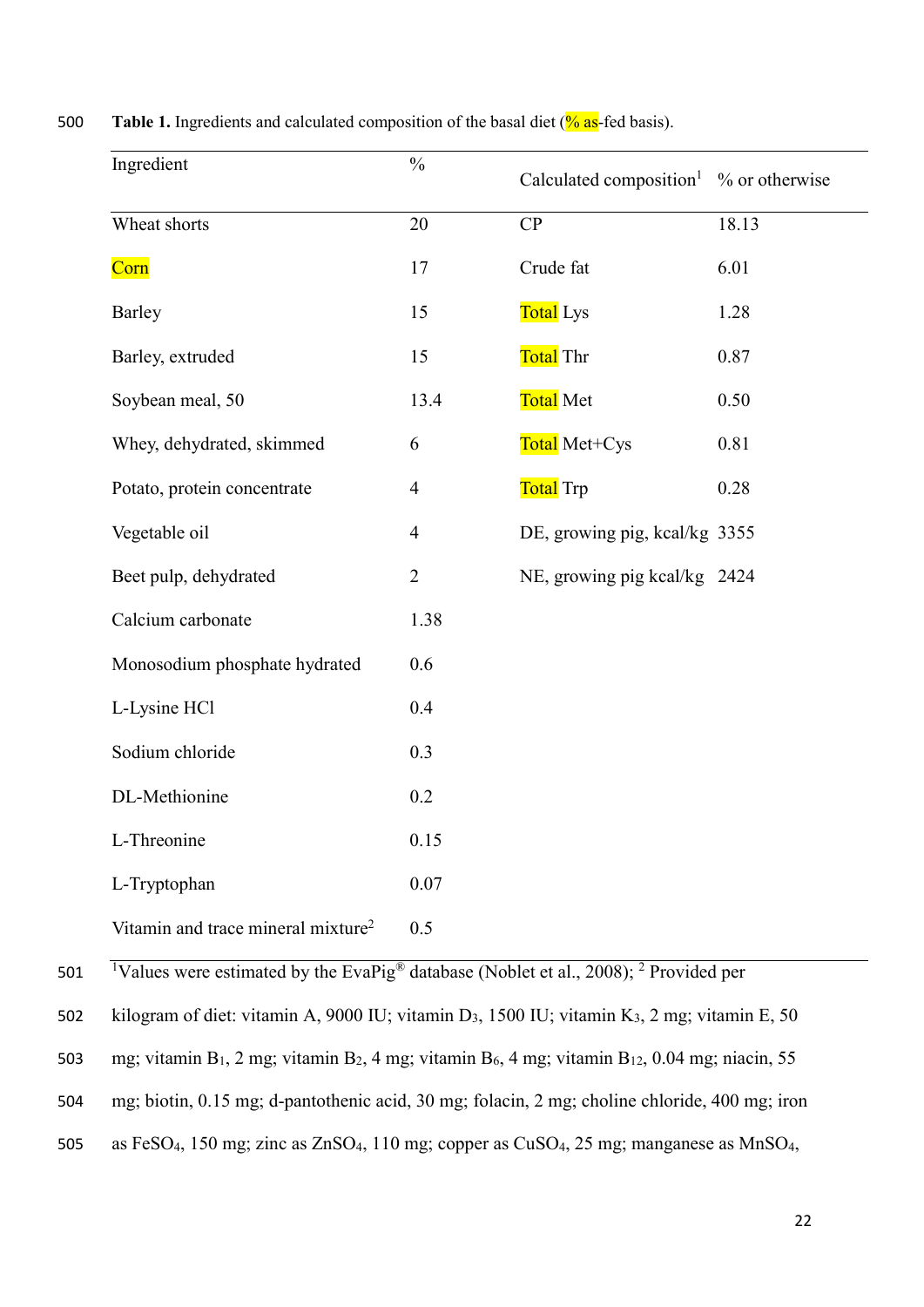**Table 1.** Ingredients and calculated composition of the basal diet (% as-fed basis).

| Ingredient | % | Calculated composition[1] | % or otherwise |
|---|---|---|---|
| Wheat shorts | 20 | CP | 18.13 |
| Corn | 17 | Crude fat | 6.01 |
| Barley | 15 | Total Lys | 1.28 |
| Barley, extruded | 15 | Total Thr | 0.87 |
| Soybean meal, 50 | 13.4 | Total Met | 0.50 |
| Whey, dehydrated, skimmed | 6 | Total Met+Cys | 0.81 |
| Potato, protein concentrate | 4 | Total Trp | 0.28 |
| Vegetable oil | 4 | DE, growing pig, kcal/kg | 3355 |
| Beet pulp, dehydrated | 2 | NE, growing pig kcal/kg | 2424 |
| Calcium carbonate | 1.38 | | |
| Monosodium phosphate hydrated | 0.6 | | |
| L-Lysine HCl | 0.4 | | |
| Sodium chloride | 0.3 | | |
| DL-Methionine | 0.2 | | |
| L-Threonine | 0.15 | | |
| L-Tryptophan | 0.07 | | |
| Vitamin and trace mineral mixture[2] | 0.5 | | |

[1]Values were estimated by the EvaPig® database (Noblet et al., 2008); [2] Provided per kilogram of diet: vitamin A, 9000 IU; vitamin $D_3$, 1500 IU; vitamin $K_3$, 2 mg; vitamin E, 50 mg; vitamin $B_1$, 2 mg; vitamin $B_2$, 4 mg; vitamin $B_6$, 4 mg; vitamin $B_{12}$, 0.04 mg; niacin, 55 mg; biotin, 0.15 mg; d-pantothenic acid, 30 mg; folacin, 2 mg; choline chloride, 400 mg; iron as $FeSO_4$, 150 mg; zinc as $ZnSO_4$, 110 mg; copper as $CuSO_4$, 25 mg; manganese as $MnSO_4$,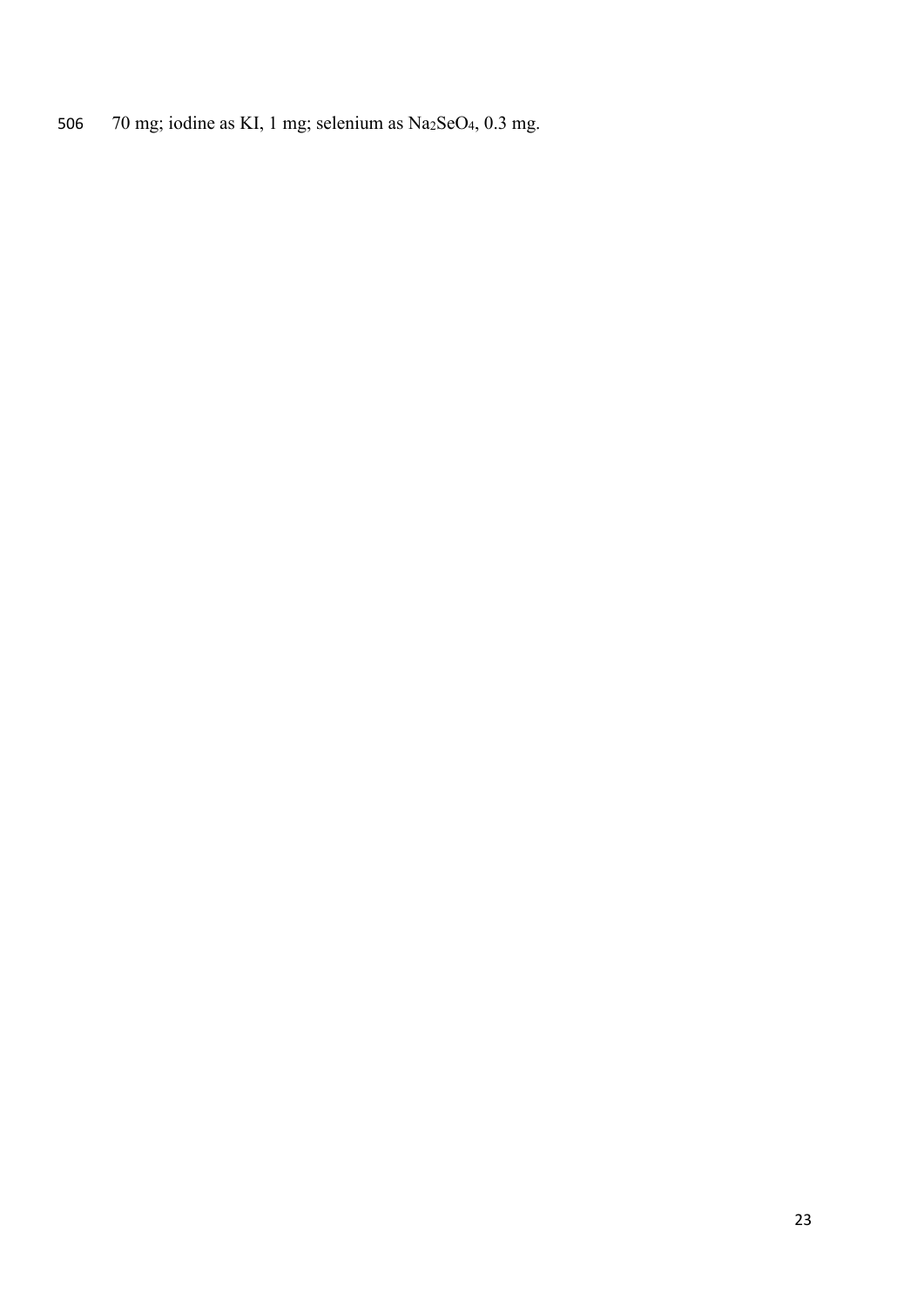70 mg; iodine as KI, 1 mg; selenium as $Na_2SeO_4$, 0.3 mg.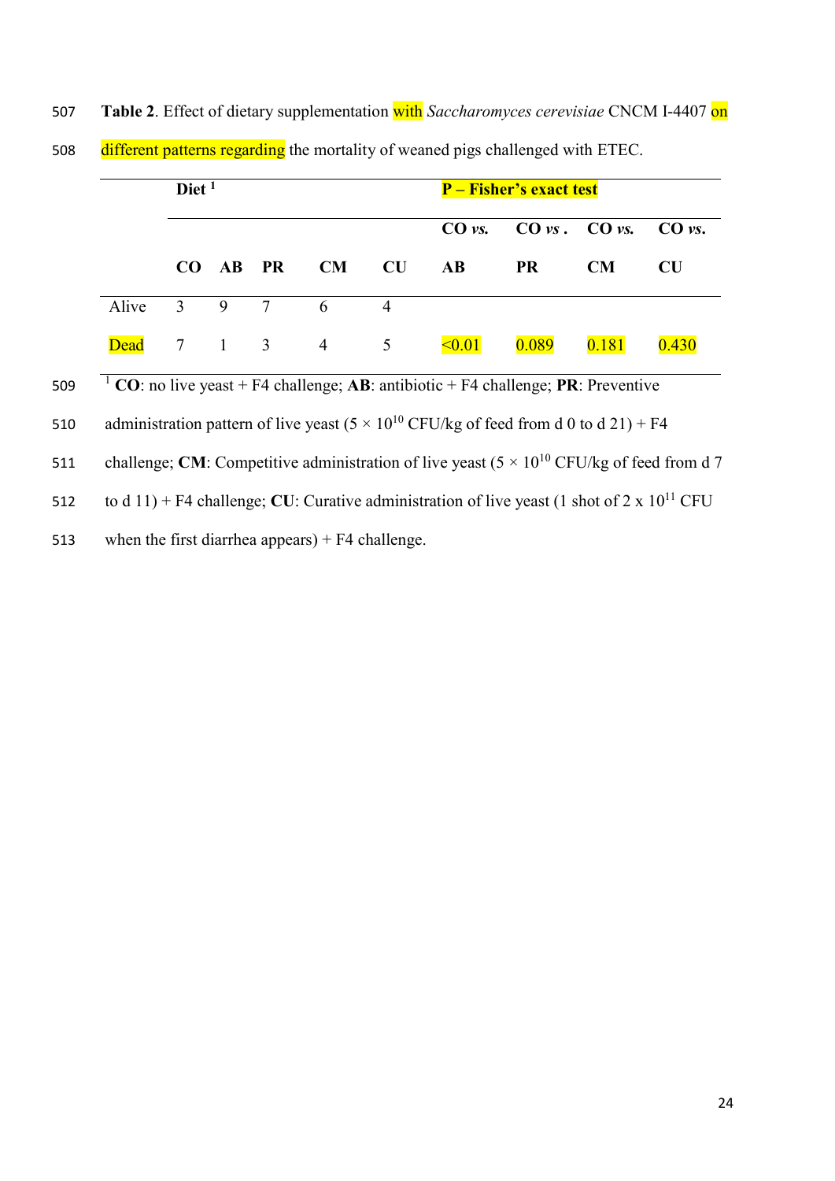**Table 2**. Effect of dietary supplementation with *Saccharomyces cerevisiae* CNCM I-4407 on different patterns regarding the mortality of weaned pigs challenged with ETEC.

| | Diet [1] | | | | | **P – Fisher's exact test** | | | |
|---|---|---|---|---|---|---|---|---|---|
| | | | | | | **CO *vs.*** | **CO *vs* .** | **CO *vs.*** | **CO *vs.*** |
| | **CO** | **AB** | **PR** | **CM** | **CU** | **AB** | **PR** | **CM** | **CU** |
| Alive | 3 | 9 | 7 | 6 | 4 | | | | |
| Dead | 7 | 1 | 3 | 4 | 5 | <0.01 | 0.089 | 0.181 | 0.430 |

[1] **CO**: no live yeast + F4 challenge; **AB**: antibiotic + F4 challenge; **PR**: Preventive administration pattern of live yeast ($5 \times 10^{10}$ CFU/kg of feed from d 0 to d 21) + F4 challenge; **CM**: Competitive administration of live yeast ($5 \times 10^{10}$ CFU/kg of feed from d 7 to d 11) + F4 challenge; **CU**: Curative administration of live yeast (1 shot of $2 \times 10^{11}$ CFU when the first diarrhea appears) + F4 challenge.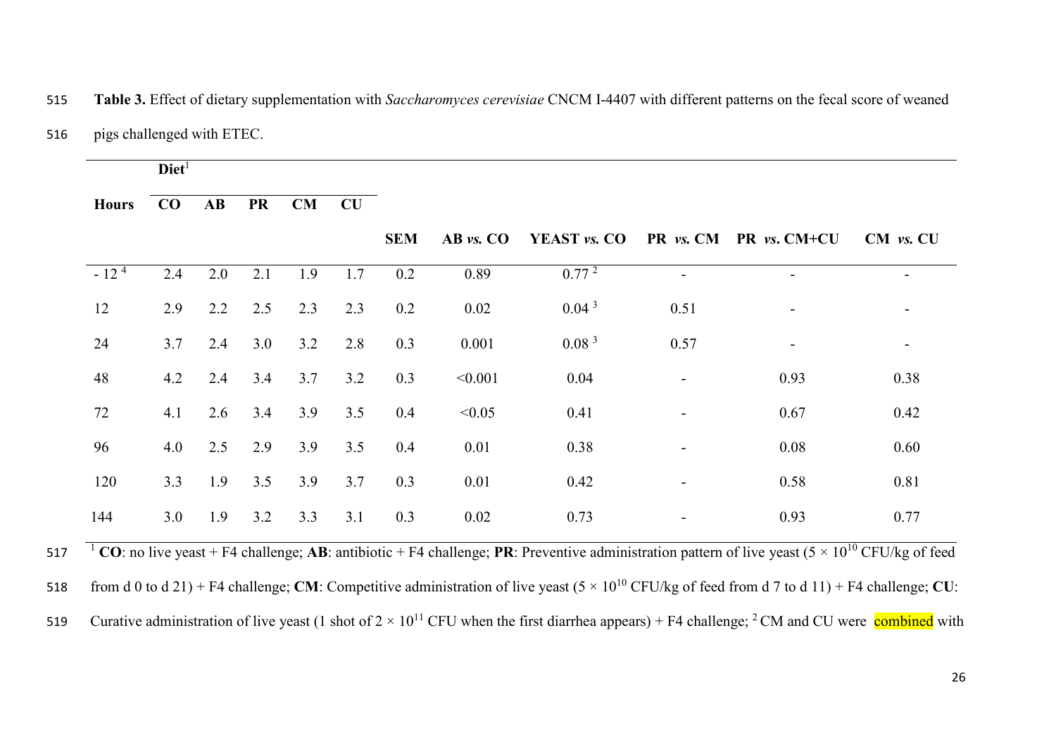**Table 3.** Effect of dietary supplementation with *Saccharomyces cerevisiae* CNCM I-4407 with different patterns on the fecal score of weaned pigs challenged with ETEC.

| Hours | Diet[1] | | | | | SEM | AB *vs.* CO | YEAST *vs.* CO | PR *vs.* CM | PR *vs.* CM+CU | CM *vs.* CU |
|---|---|---|---|---|---|---|---|---|---|---|---|
| | CO | AB | PR | CM | CU | | | | | | |
| - 12 [4] | 2.4 | 2.0 | 2.1 | 1.9 | 1.7 | 0.2 | 0.89 | 0.77 [2] | - | - | - |
| 12 | 2.9 | 2.2 | 2.5 | 2.3 | 2.3 | 0.2 | 0.02 | 0.04 [3] | 0.51 | - | - |
| 24 | 3.7 | 2.4 | 3.0 | 3.2 | 2.8 | 0.3 | 0.001 | 0.08 [3] | 0.57 | - | - |
| 48 | 4.2 | 2.4 | 3.4 | 3.7 | 3.2 | 0.3 | <0.001 | 0.04 | - | 0.93 | 0.38 |
| 72 | 4.1 | 2.6 | 3.4 | 3.9 | 3.5 | 0.4 | <0.05 | 0.41 | - | 0.67 | 0.42 |
| 96 | 4.0 | 2.5 | 2.9 | 3.9 | 3.5 | 0.4 | 0.01 | 0.38 | - | 0.08 | 0.60 |
| 120 | 3.3 | 1.9 | 3.5 | 3.9 | 3.7 | 0.3 | 0.01 | 0.42 | - | 0.58 | 0.81 |
| 144 | 3.0 | 1.9 | 3.2 | 3.3 | 3.1 | 0.3 | 0.02 | 0.73 | - | 0.93 | 0.77 |

[1] **CO**: no live yeast + F4 challenge; **AB**: antibiotic + F4 challenge; **PR**: Preventive administration pattern of live yeast ($5 \times 10^{10}$ CFU/kg of feed from d 0 to d 21) + F4 challenge; **CM**: Competitive administration of live yeast ($5 \times 10^{10}$ CFU/kg of feed from d 7 to d 11) + F4 challenge; **CU**: Curative administration of live yeast (1 shot of $2 \times 10^{11}$ CFU when the first diarrhea appears) + F4 challenge; [2] CM and CU were combined with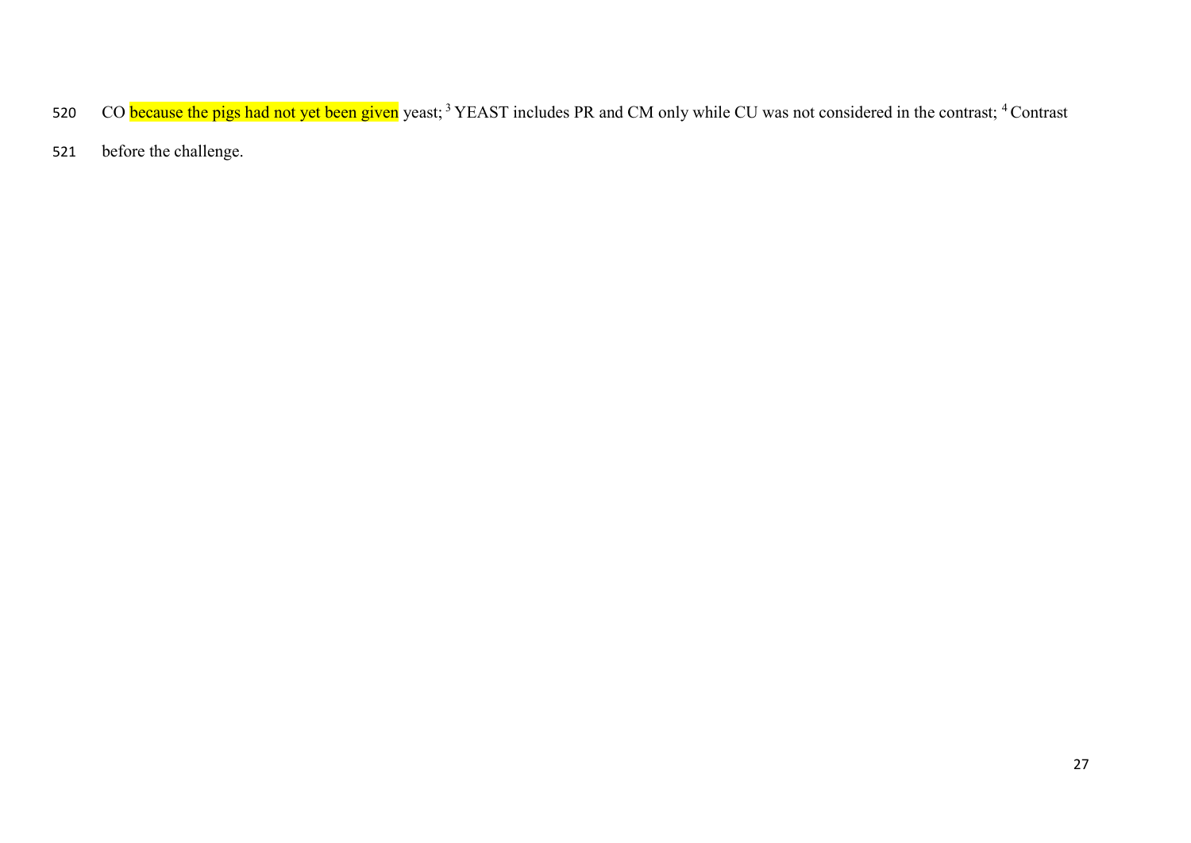CO because the pigs had not yet been given yeast; [3] YEAST includes PR and CM only while CU was not considered in the contrast; [4] Contrast before the challenge.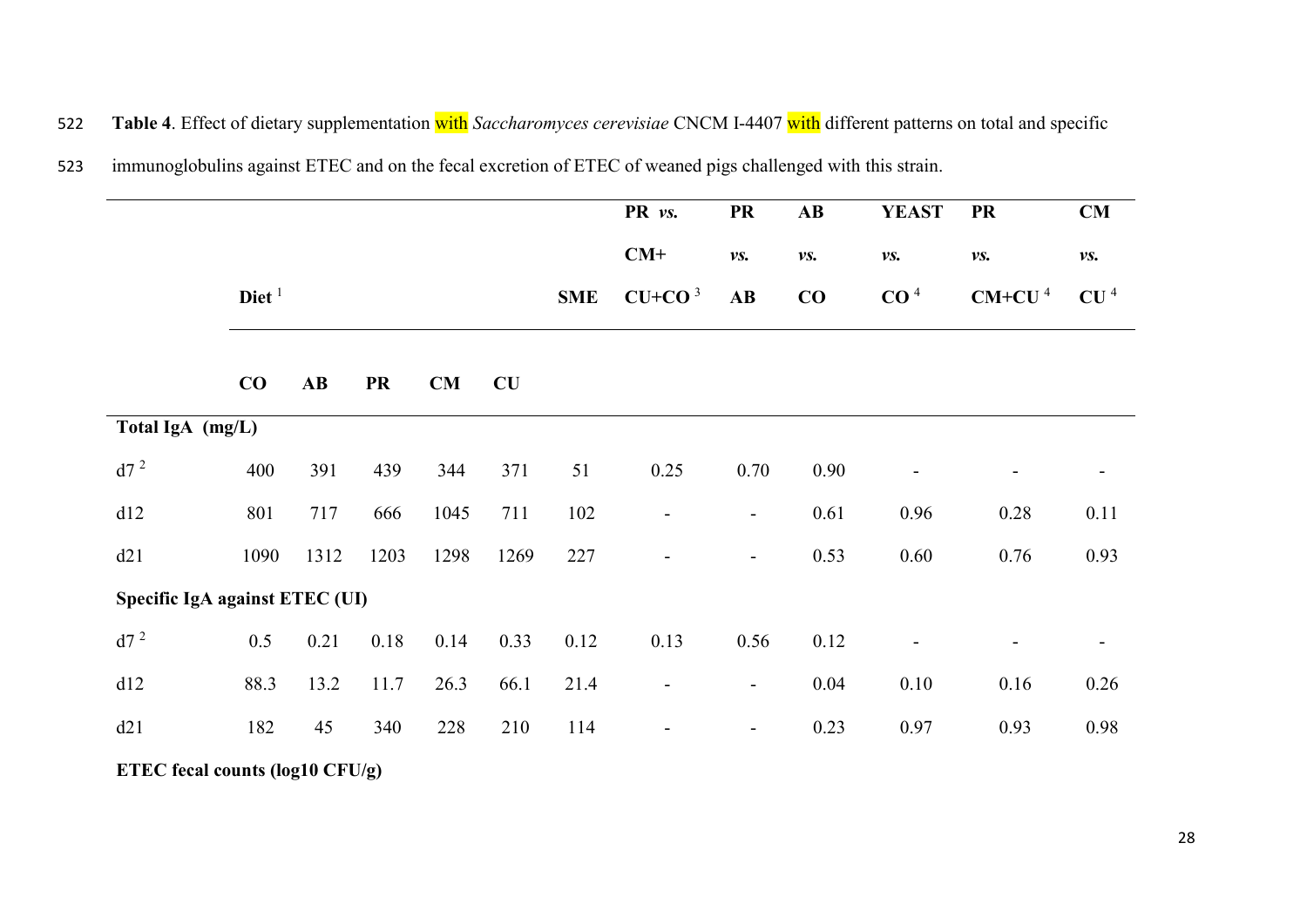**Table 4**. Effect of dietary supplementation with *Saccharomyces cerevisiae* CNCM I-4407 with different patterns on total and specific immunoglobulins against ETEC and on the fecal excretion of ETEC of weaned pigs challenged with this strain.

| | Diet [1] | | | | | SME | PR *vs.* CM+ CU+CO [3] | PR *vs.* AB | AB *vs.* CO | YEAST *vs.* CO [4] | PR *vs.* CM+CU [4] | CM *vs.* CU [4] |
|---|---|---|---|---|---|---|---|---|---|---|---|---|
| | CO | AB | PR | CM | CU | | | | | | | |
| **Total IgA (mg/L)** | | | | | | | | | | | | |
| d7 [2] | 400 | 391 | 439 | 344 | 371 | 51 | 0.25 | 0.70 | 0.90 | - | - | - |
| d12 | 801 | 717 | 666 | 1045 | 711 | 102 | - | - | 0.61 | 0.96 | 0.28 | 0.11 |
| d21 | 1090 | 1312 | 1203 | 1298 | 1269 | 227 | - | - | 0.53 | 0.60 | 0.76 | 0.93 |
| **Specific IgA against ETEC (UI)** | | | | | | | | | | | | |
| d7 [2] | 0.5 | 0.21 | 0.18 | 0.14 | 0.33 | 0.12 | 0.13 | 0.56 | 0.12 | - | - | - |
| d12 | 88.3 | 13.2 | 11.7 | 26.3 | 66.1 | 21.4 | - | - | 0.04 | 0.10 | 0.16 | 0.26 |
| d21 | 182 | 45 | 340 | 228 | 210 | 114 | - | - | 0.23 | 0.97 | 0.93 | 0.98 |
| **ETEC fecal counts (log10 CFU/g)** | | | | | | | | | | | | |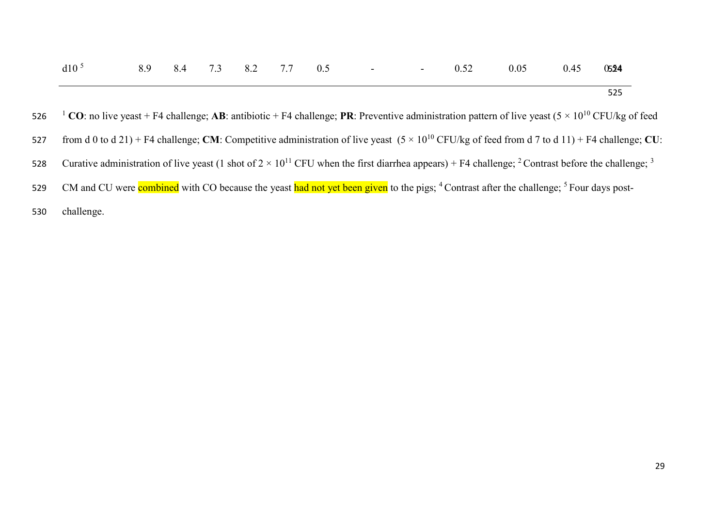| d10 [5] | 8.9 | 8.4 | 7.3 | 8.2 | 7.7 | 0.5 | - | - | 0.52 | 0.05 | 0.45 | 0.54 |
|---|---|---|---|---|---|---|---|---|---|---|---|---|

[1] **CO**: no live yeast + F4 challenge; **AB**: antibiotic + F4 challenge; **PR**: Preventive administration pattern of live yeast ($5 \times 10^{10}$ CFU/kg of feed from d 0 to d 21) + F4 challenge; **CM**: Competitive administration of live yeast ($5 \times 10^{10}$ CFU/kg of feed from d 7 to d 11) + F4 challenge; **CU**: Curative administration of live yeast (1 shot of $2 \times 10^{11}$ CFU when the first diarrhea appears) + F4 challenge; [2] Contrast before the challenge; [3] CM and CU were combined with CO because the yeast had not yet been given to the pigs; [4] Contrast after the challenge; [5] Four days post-challenge.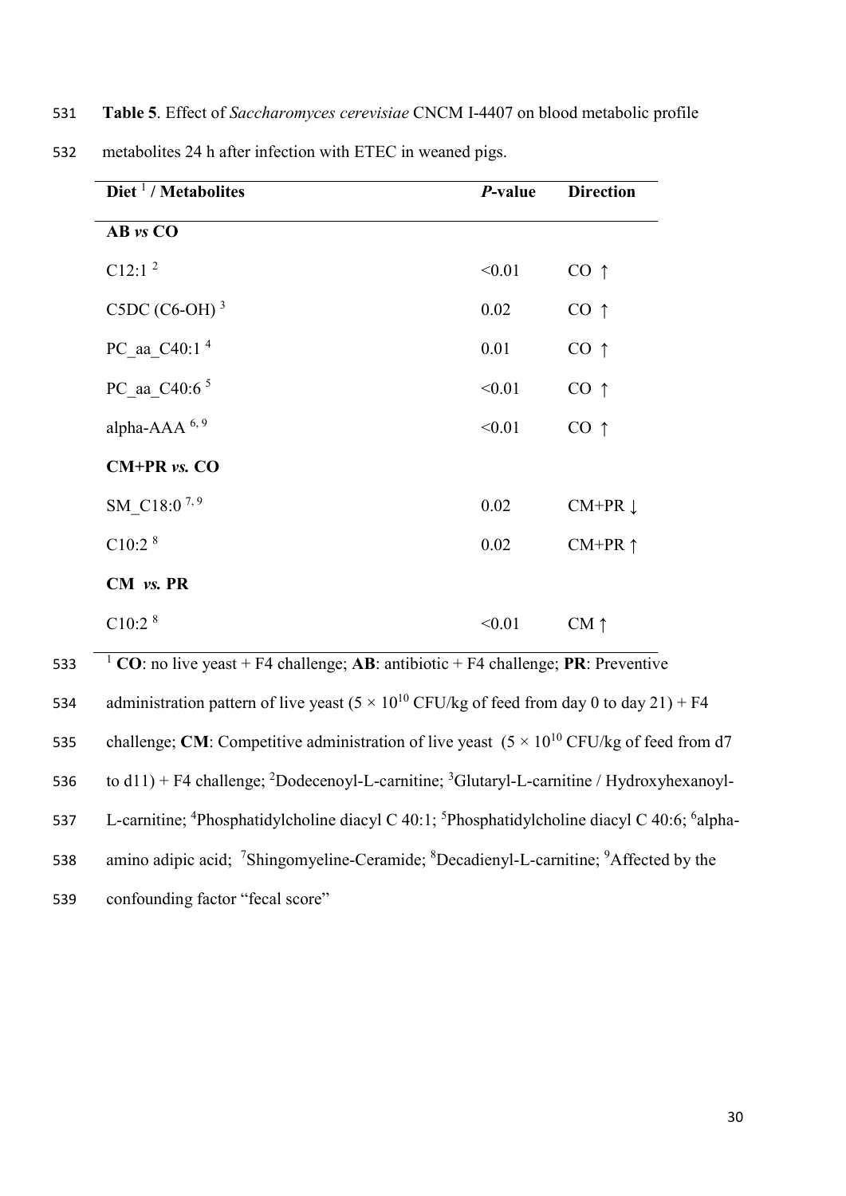**Table 5**. Effect of *Saccharomyces cerevisiae* CNCM I-4407 on blood metabolic profile metabolites 24 h after infection with ETEC in weaned pigs.

| Diet [1] / Metabolites | *P*-value | Direction |
|---|---|---|
| **AB *vs* CO** | | |
| C12:1 [2] | <0.01 | CO ↑ |
| C5DC (C6-OH) [3] | 0.02 | CO ↑ |
| PC_aa_C40:1 [4] | 0.01 | CO ↑ |
| PC_aa_C40:6 [5] | <0.01 | CO ↑ |
| alpha-AAA [6, 9] | <0.01 | CO ↑ |
| **CM+PR *vs.* CO** | | |
| SM_C18:0 [7, 9] | 0.02 | CM+PR ↓ |
| C10:2 [8] | 0.02 | CM+PR ↑ |
| **CM *vs.* PR** | | |
| C10:2 [8] | <0.01 | CM ↑ |

[1] **CO**: no live yeast + F4 challenge; **AB**: antibiotic + F4 challenge; **PR**: Preventive administration pattern of live yeast ($5 \times 10^{10}$ CFU/kg of feed from day 0 to day 21) + F4 challenge; **CM**: Competitive administration of live yeast ($5 \times 10^{10}$ CFU/kg of feed from d7 to d11) + F4 challenge; [2]Dodecenoyl-L-carnitine; [3]Glutaryl-L-carnitine / Hydroxyhexanoyl-L-carnitine; [4]Phosphatidylcholine diacyl C 40:1; [5]Phosphatidylcholine diacyl C 40:6; [6]alpha-amino adipic acid; [7]Shingomyeline-Ceramide; [8]Decadienyl-L-carnitine; [9]Affected by the confounding factor "fecal score"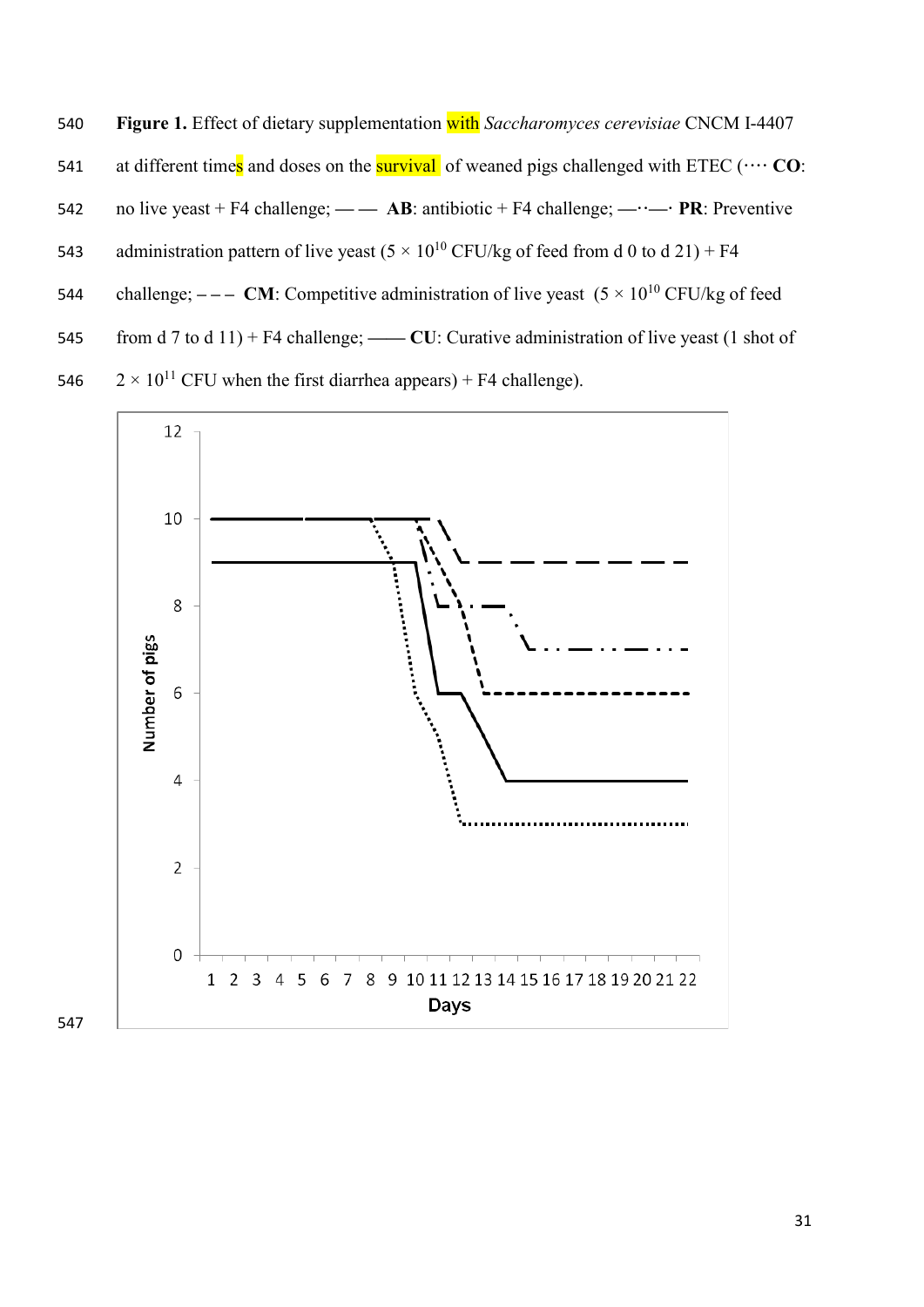**Figure 1.** Effect of dietary supplementation with *Saccharomyces cerevisiae* CNCM I-4407 at different times and doses on the survival of weaned pigs challenged with ETEC (···· **CO**: no live yeast + F4 challenge; — — **AB**: antibiotic + F4 challenge; —··—· **PR**: Preventive administration pattern of live yeast ($5 \times 10^{10}$ CFU/kg of feed from d 0 to d 21) + F4 challenge; – – – **CM**: Competitive administration of live yeast ($5 \times 10^{10}$ CFU/kg of feed from d 7 to d 11) + F4 challenge; —— **CU**: Curative administration of live yeast (1 shot of $2 \times 10^{11}$ CFU when the first diarrhea appears) + F4 challenge).

Number of pigs

12
10
8
6
4
2
0

1 2 3 4 5 6 7 8 9 10 11 12 13 14 15 16 17 18 19 20 21 22

Days